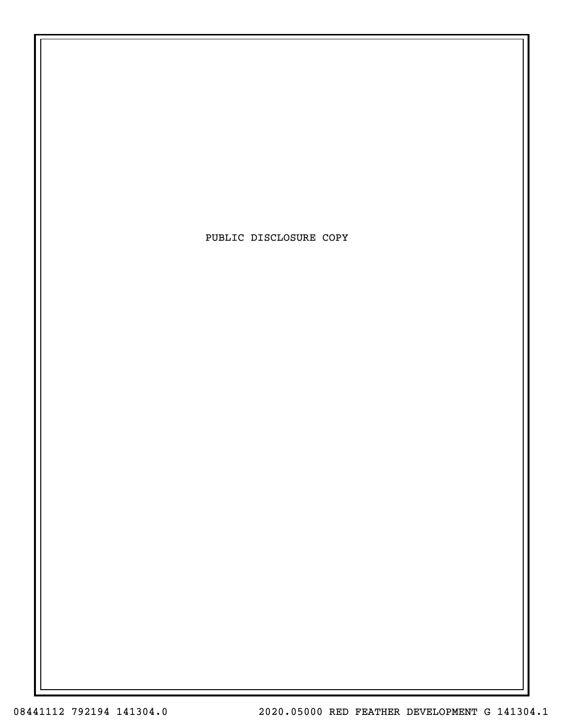PUBLIC DISCLOSURE COPY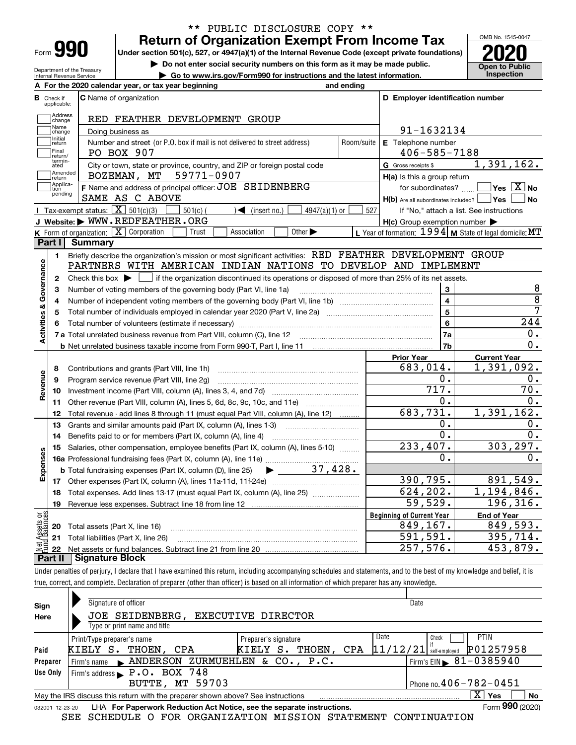\*\* PUBLIC DISCLOSURE COPY \*\*

# Form 990 — Return of Organization Exempt From Income Tax (2020)

Under section 501(c), 527, or 4947(a)(1) of the Internal Revenue Code (except private foundations)

▶ Do not enter social security numbers on this form as it may be made public.

▶ Go to www.irs.gov/Form990 for instructions and the latest information.

Department of the Treasury, Internal Revenue Service

OMB No. 1545-0047 — Open to Public Inspection

**A** For the 2020 calendar year, or tax year beginning and ending

**B** Check if applicable: Address change, Name change, Initial return, Final return/terminated, Amended return, Application pending

**C** Name of organization: RED FEATHER DEVELOPMENT GROUP

Doing business as

Number and street (or P.O. box if mail is not delivered to street address): PO BOX 907 — Room/suite

City or town, state or province, country, and ZIP or foreign postal code: BOZEMAN, MT 59771-0907

**D** Employer identification number: 91-1632134

**E** Telephone number: 406-585-7188

**G** Gross receipts $ 1,391,162.

**F** Name and address of principal officer: JOE SEIDENBERG, SAME AS C ABOVE

**H(a)** Is this a group return for subordinates? Yes [ ] No [X]

**H(b)** Are all subordinates included? Yes [ ] No [ ] If "No," attach a list. See instructions

**H(c)** Group exemption number ▶

**I** Tax-exempt status: [X] 501(c)(3) [ ] 501(c) ( ) ◀ (insert no.) [ ] 4947(a)(1) or [ ] 527

**J** Website: ▶ WWW.REDFEATHER.ORG

**K** Form of organization: [X] Corporation [ ] Trust [ ] Association [ ] Other ▶

**L** Year of formation: 1994 **M** State of legal domicile: MT

## Part I Summary

### Activities & Governance

1. Briefly describe the organization's mission or most significant activities: RED FEATHER DEVELOPMENT GROUP PARTNERS WITH AMERICAN INDIAN NATIONS TO DEVELOP AND IMPLEMENT
2. Check this box ▶ [ ] if the organization discontinued its operations or disposed of more than 25% of its net assets.

| Line | Description | | Value |
|---|---|---|---|
| 3 | Number of voting members of the governing body (Part VI, line 1a) | 3 | 8 |
| 4 | Number of independent voting members of the governing body (Part VI, line 1b) | 4 | 8 |
| 5 | Total number of individuals employed in calendar year 2020 (Part V, line 2a) | 5 | 7 |
| 6 | Total number of volunteers (estimate if necessary) | 6 | 244 |
| 7a | Total unrelated business revenue from Part VIII, column (C), line 12 | 7a | 0. |
| 7b | Net unrelated business taxable income from Form 990-T, Part I, line 11 | 7b | 0. |

### Revenue / Expenses

| Line | Description | Prior Year | Current Year |
|---|---|---|---|
| 8 | Contributions and grants (Part VIII, line 1h) | 683,014. | 1,391,092. |
| 9 | Program service revenue (Part VIII, line 2g) | 0. | 0. |
| 10 | Investment income (Part VIII, column (A), lines 3, 4, and 7d) | 717. | 70. |
| 11 | Other revenue (Part VIII, column (A), lines 5, 6d, 8c, 9c, 10c, and 11e) | 0. | 0. |
| 12 | Total revenue - add lines 8 through 11 (must equal Part VIII, column (A), line 12) | 683,731. | 1,391,162. |
| 13 | Grants and similar amounts paid (Part IX, column (A), lines 1-3) | 0. | 0. |
| 14 | Benefits paid to or for members (Part IX, column (A), line 4) | 0. | 0. |
| 15 | Salaries, other compensation, employee benefits (Part IX, column (A), lines 5-10) | 233,407. | 303,297. |
| 16a | Professional fundraising fees (Part IX, column (A), line 11e) | 0. | 0. |
| 16b | Total fundraising expenses (Part IX, column (D), line 25) ▶ 37,428. | | |
| 17 | Other expenses (Part IX, column (A), lines 11a-11d, 11f-24e) | 390,795. | 891,549. |
| 18 | Total expenses. Add lines 13-17 (must equal Part IX, column (A), line 25) | 624,202. | 1,194,846. |
| 19 | Revenue less expenses. Subtract line 18 from line 12 | 59,529. | 196,316. |

### Net Assets or Fund Balances

| Line | Description | Beginning of Current Year | End of Year |
|---|---|---|---|
| 20 | Total assets (Part X, line 16) | 849,167. | 849,593. |
| 21 | Total liabilities (Part X, line 26) | 591,591. | 395,714. |
| 22 | Net assets or fund balances. Subtract line 21 from line 20 | 257,576. | 453,879. |

## Part II Signature Block

Under penalties of perjury, I declare that I have examined this return, including accompanying schedules and statements, and to the best of my knowledge and belief, it is true, correct, and complete. Declaration of preparer (other than officer) is based on all information of which preparer has any knowledge.

**Sign Here**

Signature of officer — Date

JOE SEIDENBERG, EXECUTIVE DIRECTOR

Type or print name and title

**Paid Preparer Use Only**

| Print/Type preparer's name | Preparer's signature | Date | Check if self-employed | PTIN |
|---|---|---|---|---|
| KIELY S. THOEN, CPA | KIELY S. THOEN, CPA | 11/12/21 | [ ] | P01257958 |

Firm's name ▶ ANDERSON ZURMUEHLEN & CO., P.C. — Firm's EIN ▶ 81-0385940

Firm's address ▶ P.O. BOX 748, BUTTE, MT 59703 — Phone no. 406-782-0451

May the IRS discuss this return with the preparer shown above? See instructions [X] Yes [ ] No

032001 12-23-20 LHA For Paperwork Reduction Act Notice, see the separate instructions. Form 990 (2020)

SEE SCHEDULE O FOR ORGANIZATION MISSION STATEMENT CONTINUATION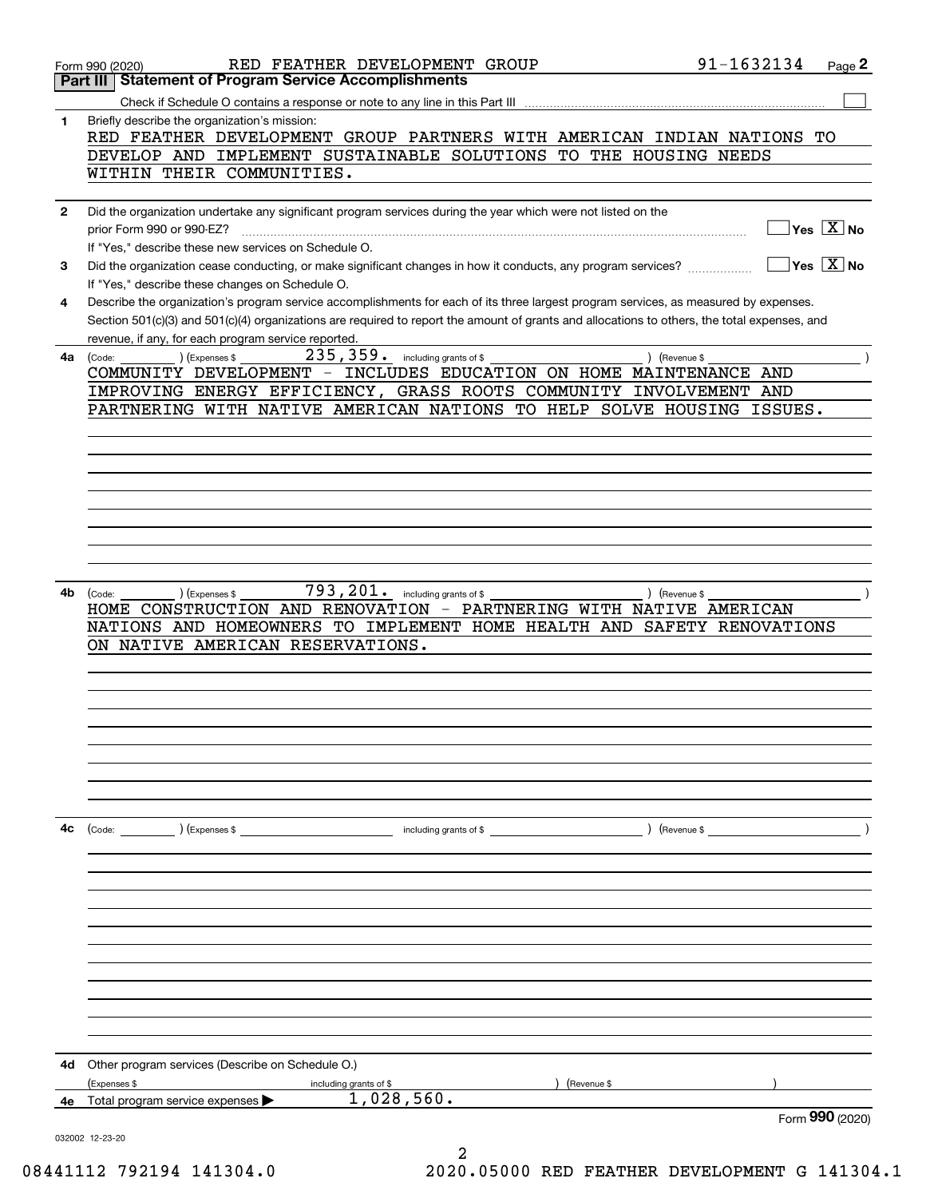Form 990 (2020) RED FEATHER DEVELOPMENT GROUP 91-1632134 Page 2

## Part III Statement of Program Service Accomplishments

Check if Schedule O contains a response or note to any line in this Part III ☐

**1** Briefly describe the organization's mission:

RED FEATHER DEVELOPMENT GROUP PARTNERS WITH AMERICAN INDIAN NATIONS TO DEVELOP AND IMPLEMENT SUSTAINABLE SOLUTIONS TO THE HOUSING NEEDS WITHIN THEIR COMMUNITIES.

**2** Did the organization undertake any significant program services during the year which were not listed on the prior Form 990 or 990-EZ? ☐ Yes ☒ No

If "Yes," describe these new services on Schedule O.

**3** Did the organization cease conducting, or make significant changes in how it conducts, any program services? ☐ Yes ☒ No

If "Yes," describe these changes on Schedule O.

**4** Describe the organization's program service accomplishments for each of its three largest program services, as measured by expenses. Section 501(c)(3) and 501(c)(4) organizations are required to report the amount of grants and allocations to others, the total expenses, and revenue, if any, for each program service reported.

**4a** (Code: ) (Expenses $ 235,359. including grants of $ ) (Revenue $ )

COMMUNITY DEVELOPMENT - INCLUDES EDUCATION ON HOME MAINTENANCE AND IMPROVING ENERGY EFFICIENCY, GRASS ROOTS COMMUNITY INVOLVEMENT AND PARTNERING WITH NATIVE AMERICAN NATIONS TO HELP SOLVE HOUSING ISSUES.

**4b** (Code: ) (Expenses $ 793,201. including grants of $ ) (Revenue $ )

HOME CONSTRUCTION AND RENOVATION - PARTNERING WITH NATIVE AMERICAN NATIONS AND HOMEOWNERS TO IMPLEMENT HOME HEALTH AND SAFETY RENOVATIONS ON NATIVE AMERICAN RESERVATIONS.

**4c** (Code: ) (Expenses $ including grants of $ ) (Revenue $ )

**4d** Other program services (Describe on Schedule O.)

(Expenses $ including grants of $ ) (Revenue $ )

**4e** Total program service expenses ▶ 1,028,560.

Form 990 (2020)

032002 12-23-20

08441112 792194 141304.0 2020.05000 RED FEATHER DEVELOPMENT G 141304.1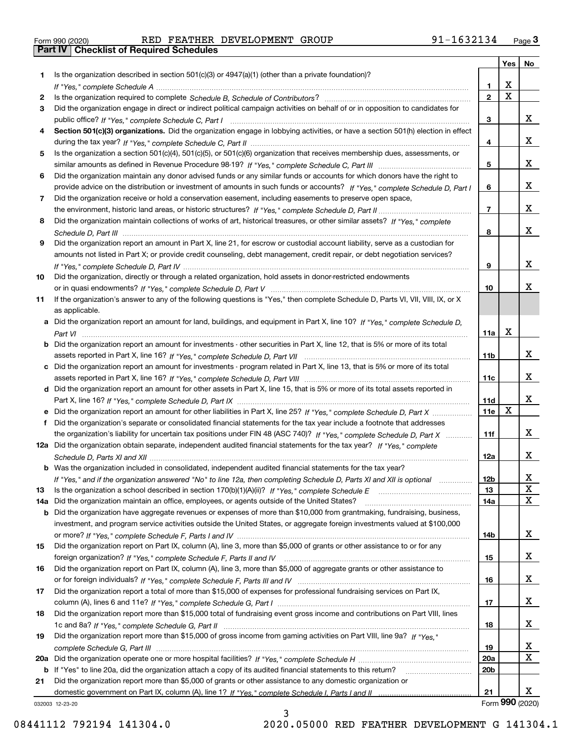Form 990 (2020) RED FEATHER DEVELOPMENT GROUP 91-1632134

## Part IV Checklist of Required Schedules

| | | | Yes | No |
|---|---|---|---|---|
| 1 | Is the organization described in section 501(c)(3) or 4947(a)(1) (other than a private foundation)? *If "Yes," complete Schedule A* | 1 | X | |
| 2 | Is the organization required to complete *Schedule B, Schedule of Contributors*? | 2 | X | |
| 3 | Did the organization engage in direct or indirect political campaign activities on behalf of or in opposition to candidates for public office? *If "Yes," complete Schedule C, Part I* | 3 | | X |
| 4 | **Section 501(c)(3) organizations.** Did the organization engage in lobbying activities, or have a section 501(h) election in effect during the tax year? *If "Yes," complete Schedule C, Part II* | 4 | | X |
| 5 | Is the organization a section 501(c)(4), 501(c)(5), or 501(c)(6) organization that receives membership dues, assessments, or similar amounts as defined in Revenue Procedure 98-19? *If "Yes," complete Schedule C, Part III* | 5 | | X |
| 6 | Did the organization maintain any donor advised funds or any similar funds or accounts for which donors have the right to provide advice on the distribution or investment of amounts in such funds or accounts? *If "Yes," complete Schedule D, Part I* | 6 | | X |
| 7 | Did the organization receive or hold a conservation easement, including easements to preserve open space, the environment, historic land areas, or historic structures? *If "Yes," complete Schedule D, Part II* | 7 | | X |
| 8 | Did the organization maintain collections of works of art, historical treasures, or other similar assets? *If "Yes," complete Schedule D, Part III* | 8 | | X |
| 9 | Did the organization report an amount in Part X, line 21, for escrow or custodial account liability, serve as a custodian for amounts not listed in Part X; or provide credit counseling, debt management, credit repair, or debt negotiation services? *If "Yes," complete Schedule D, Part IV* | 9 | | X |
| 10 | Did the organization, directly or through a related organization, hold assets in donor-restricted endowments or in quasi endowments? *If "Yes," complete Schedule D, Part V* | 10 | | X |
| 11 | If the organization's answer to any of the following questions is "Yes," then complete Schedule D, Parts VI, VII, VIII, IX, or X as applicable. | | | |
| a | Did the organization report an amount for land, buildings, and equipment in Part X, line 10? *If "Yes," complete Schedule D, Part VI* | 11a | X | |
| b | Did the organization report an amount for investments - other securities in Part X, line 12, that is 5% or more of its total assets reported in Part X, line 16? *If "Yes," complete Schedule D, Part VII* | 11b | | X |
| c | Did the organization report an amount for investments - program related in Part X, line 13, that is 5% or more of its total assets reported in Part X, line 16? *If "Yes," complete Schedule D, Part VIII* | 11c | | X |
| d | Did the organization report an amount for other assets in Part X, line 15, that is 5% or more of its total assets reported in Part X, line 16? *If "Yes," complete Schedule D, Part IX* | 11d | | X |
| e | Did the organization report an amount for other liabilities in Part X, line 25? *If "Yes," complete Schedule D, Part X* | 11e | X | |
| f | Did the organization's separate or consolidated financial statements for the tax year include a footnote that addresses the organization's liability for uncertain tax positions under FIN 48 (ASC 740)? *If "Yes," complete Schedule D, Part X* | 11f | | X |
| 12a | Did the organization obtain separate, independent audited financial statements for the tax year? *If "Yes," complete Schedule D, Parts XI and XII* | 12a | | X |
| b | Was the organization included in consolidated, independent audited financial statements for the tax year? *If "Yes," and if the organization answered "No" to line 12a, then completing Schedule D, Parts XI and XII is optional* | 12b | | X |
| 13 | Is the organization a school described in section 170(b)(1)(A)(ii)? *If "Yes," complete Schedule E* | 13 | | X |
| 14a | Did the organization maintain an office, employees, or agents outside of the United States? | 14a | | X |
| b | Did the organization have aggregate revenues or expenses of more than $10,000 from grantmaking, fundraising, business, investment, and program service activities outside the United States, or aggregate foreign investments valued at $100,000 or more? *If "Yes," complete Schedule F, Parts I and IV* | 14b | | X |
| 15 | Did the organization report on Part IX, column (A), line 3, more than $5,000 of grants or other assistance to or for any foreign organization? *If "Yes," complete Schedule F, Parts II and IV* | 15 | | X |
| 16 | Did the organization report on Part IX, column (A), line 3, more than $5,000 of aggregate grants or other assistance to or for foreign individuals? *If "Yes," complete Schedule F, Parts III and IV* | 16 | | X |
| 17 | Did the organization report a total of more than $15,000 of expenses for professional fundraising services on Part IX, column (A), lines 6 and 11e? *If "Yes," complete Schedule G, Part I* | 17 | | X |
| 18 | Did the organization report more than $15,000 total of fundraising event gross income and contributions on Part VIII, lines 1c and 8a? *If "Yes," complete Schedule G, Part II* | 18 | | X |
| 19 | Did the organization report more than $15,000 of gross income from gaming activities on Part VIII, line 9a? *If "Yes," complete Schedule G, Part III* | 19 | | X |
| 20a | Did the organization operate one or more hospital facilities? *If "Yes," complete Schedule H* | 20a | | X |
| b | If "Yes" to line 20a, did the organization attach a copy of its audited financial statements to this return? | 20b | | |
| 21 | Did the organization report more than $5,000 of grants or other assistance to any domestic organization or domestic government on Part IX, column (A), line 1? *If "Yes," complete Schedule I, Parts I and II* | 21 | | X |

032003 12-23-20 Form **990** (2020)

08441112 792194 141304.0 2020.05000 RED FEATHER DEVELOPMENT G 141304.1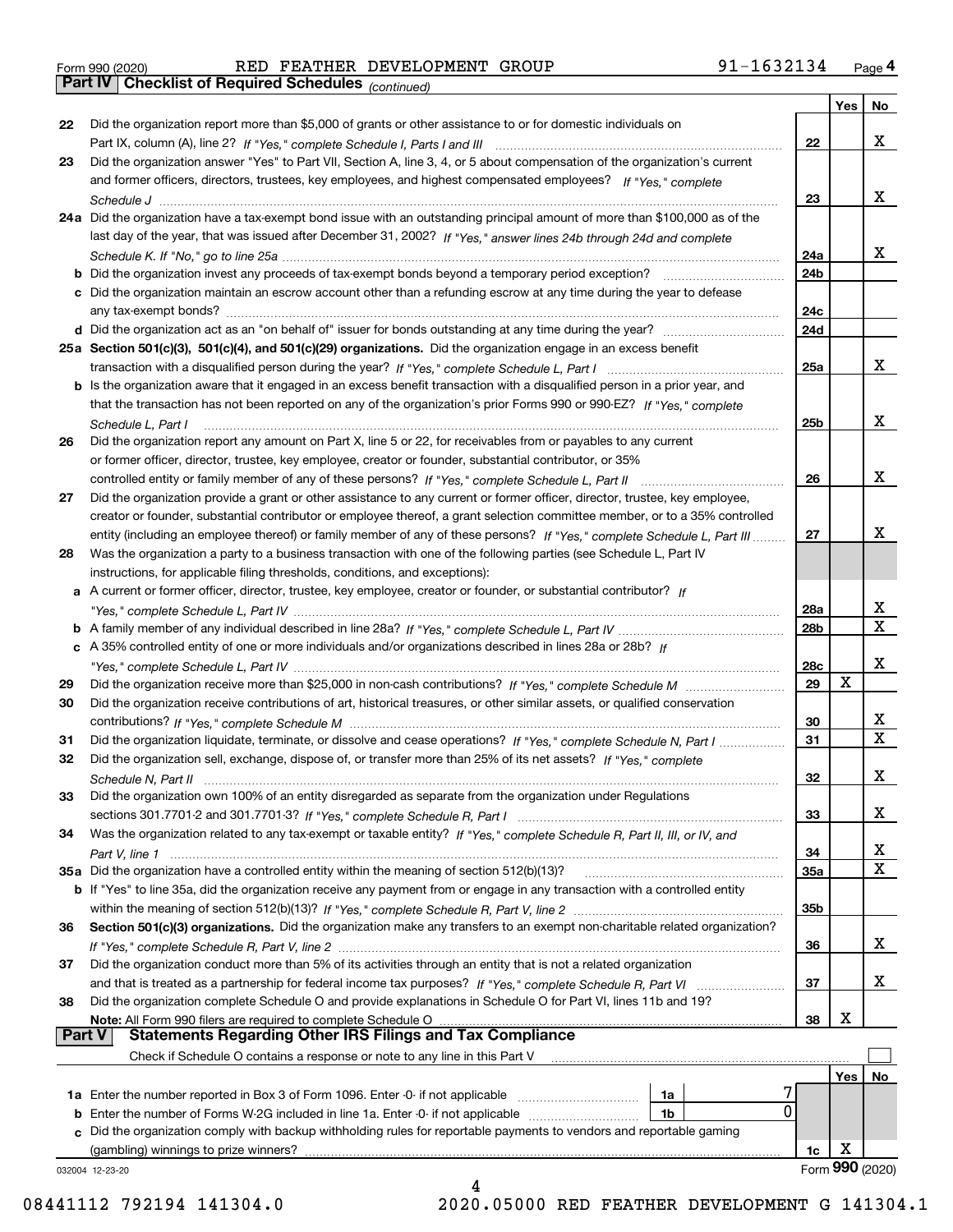Form 990 (2020) RED FEATHER DEVELOPMENT GROUP 91-1632134 Page 4

## Part IV Checklist of Required Schedules *(continued)*

| | | | Yes | No |
|---|---|---|---|---|
| 22 | Did the organization report more than $5,000 of grants or other assistance to or for domestic individuals on Part IX, column (A), line 2? *If "Yes," complete Schedule I, Parts I and III* | 22 | | X |
| 23 | Did the organization answer "Yes" to Part VII, Section A, line 3, 4, or 5 about compensation of the organization's current and former officers, directors, trustees, key employees, and highest compensated employees? *If "Yes," complete Schedule J* | 23 | | X |
| 24a | Did the organization have a tax-exempt bond issue with an outstanding principal amount of more than $100,000 as of the last day of the year, that was issued after December 31, 2002? *If "Yes," answer lines 24b through 24d and complete Schedule K. If "No," go to line 25a* | 24a | | X |
| b | Did the organization invest any proceeds of tax-exempt bonds beyond a temporary period exception? | 24b | | |
| c | Did the organization maintain an escrow account other than a refunding escrow at any time during the year to defease any tax-exempt bonds? | 24c | | |
| d | Did the organization act as an "on behalf of" issuer for bonds outstanding at any time during the year? | 24d | | |
| 25a | **Section 501(c)(3), 501(c)(4), and 501(c)(29) organizations.** Did the organization engage in an excess benefit transaction with a disqualified person during the year? *If "Yes," complete Schedule L, Part I* | 25a | | X |
| b | Is the organization aware that it engaged in an excess benefit transaction with a disqualified person in a prior year, and that the transaction has not been reported on any of the organization's prior Forms 990 or 990-EZ? *If "Yes," complete Schedule L, Part I* | 25b | | X |
| 26 | Did the organization report any amount on Part X, line 5 or 22, for receivables from or payables to any current or former officer, director, trustee, key employee, creator or founder, substantial contributor, or 35% controlled entity or family member of any of these persons? *If "Yes," complete Schedule L, Part II* | 26 | | X |
| 27 | Did the organization provide a grant or other assistance to any current or former officer, director, trustee, key employee, creator or founder, substantial contributor or employee thereof, a grant selection committee member, or to a 35% controlled entity (including an employee thereof) or family member of any of these persons? *If "Yes," complete Schedule L, Part III* | 27 | | X |
| 28 | Was the organization a party to a business transaction with one of the following parties (see Schedule L, Part IV instructions, for applicable filing thresholds, conditions, and exceptions): | | | |
| a | A current or former officer, director, trustee, key employee, creator or founder, or substantial contributor? *If "Yes," complete Schedule L, Part IV* | 28a | | X |
| b | A family member of any individual described in line 28a? *If "Yes," complete Schedule L, Part IV* | 28b | | X |
| c | A 35% controlled entity of one or more individuals and/or organizations described in lines 28a or 28b? *If "Yes," complete Schedule L, Part IV* | 28c | | X |
| 29 | Did the organization receive more than $25,000 in non-cash contributions? *If "Yes," complete Schedule M* | 29 | X | |
| 30 | Did the organization receive contributions of art, historical treasures, or other similar assets, or qualified conservation contributions? *If "Yes," complete Schedule M* | 30 | | X |
| 31 | Did the organization liquidate, terminate, or dissolve and cease operations? *If "Yes," complete Schedule N, Part I* | 31 | | X |
| 32 | Did the organization sell, exchange, dispose of, or transfer more than 25% of its net assets? *If "Yes," complete Schedule N, Part II* | 32 | | X |
| 33 | Did the organization own 100% of an entity disregarded as separate from the organization under Regulations sections 301.7701-2 and 301.7701-3? *If "Yes," complete Schedule R, Part I* | 33 | | X |
| 34 | Was the organization related to any tax-exempt or taxable entity? *If "Yes," complete Schedule R, Part II, III, or IV, and Part V, line 1* | 34 | | X |
| 35a | Did the organization have a controlled entity within the meaning of section 512(b)(13)? | 35a | | X |
| b | If "Yes" to line 35a, did the organization receive any payment from or engage in any transaction with a controlled entity within the meaning of section 512(b)(13)? *If "Yes," complete Schedule R, Part V, line 2* | 35b | | |
| 36 | **Section 501(c)(3) organizations.** Did the organization make any transfers to an exempt non-charitable related organization? *If "Yes," complete Schedule R, Part V, line 2* | 36 | | X |
| 37 | Did the organization conduct more than 5% of its activities through an entity that is not a related organization and that is treated as a partnership for federal income tax purposes? *If "Yes," complete Schedule R, Part VI* | 37 | | X |
| 38 | Did the organization complete Schedule O and provide explanations in Schedule O for Part VI, lines 11b and 19? **Note:** All Form 990 filers are required to complete Schedule O | 38 | X | |

## Part V Statements Regarding Other IRS Filings and Tax Compliance

Check if Schedule O contains a response or note to any line in this Part V ☐

| | | | | | Yes | No |
|---|---|---|---|---|---|---|
| 1a | Enter the number reported in Box 3 of Form 1096. Enter -0- if not applicable | 1a | 7 | | | |
| b | Enter the number of Forms W-2G included in line 1a. Enter -0- if not applicable | 1b | 0 | | | |
| c | Did the organization comply with backup withholding rules for reportable payments to vendors and reportable gaming (gambling) winnings to prize winners? | | | 1c | X | |

032004 12-23-20 Form **990** (2020)

08441112 792194 141304.0 2020.05000 RED FEATHER DEVELOPMENT G 141304.1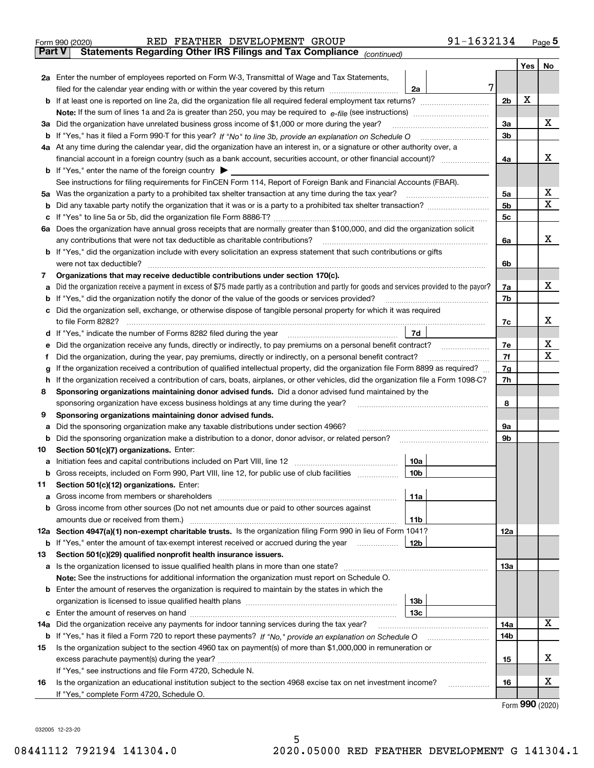Form 990 (2020) RED FEATHER DEVELOPMENT GROUP 91-1632134 Page 5

**Part V Statements Regarding Other IRS Filings and Tax Compliance** *(continued)*

| | | | | Yes | No |
|---|---|---|---|---|---|
| **2a** | Enter the number of employees reported on Form W-3, Transmittal of Wage and Tax Statements, filed for the calendar year ending with or within the year covered by this return | 2a | 7 | | |
| **b** | If at least one is reported on line 2a, did the organization file all required federal employment tax returns? | | 2b | X | |
| | **Note:** If the sum of lines 1a and 2a is greater than 250, you may be required to *e-file* (see instructions) | | | | |
| **3a** | Did the organization have unrelated business gross income of $1,000 or more during the year? | | 3a | | X |
| **b** | If "Yes," has it filed a Form 990-T for this year? *If "No" to line 3b, provide an explanation on Schedule O* | | 3b | | |
| **4a** | At any time during the calendar year, did the organization have an interest in, or a signature or other authority over, a financial account in a foreign country (such as a bank account, securities account, or other financial account)? | | 4a | | X |
| **b** | If "Yes," enter the name of the foreign country ▶ | | | | |
| | See instructions for filing requirements for FinCEN Form 114, Report of Foreign Bank and Financial Accounts (FBAR). | | | | |
| **5a** | Was the organization a party to a prohibited tax shelter transaction at any time during the tax year? | | 5a | | X |
| **b** | Did any taxable party notify the organization that it was or is a party to a prohibited tax shelter transaction? | | 5b | | X |
| **c** | If "Yes" to line 5a or 5b, did the organization file Form 8886-T? | | 5c | | |
| **6a** | Does the organization have annual gross receipts that are normally greater than $100,000, and did the organization solicit any contributions that were not tax deductible as charitable contributions? | | 6a | | X |
| **b** | If "Yes," did the organization include with every solicitation an express statement that such contributions or gifts were not tax deductible? | | 6b | | |
| **7** | **Organizations that may receive deductible contributions under section 170(c).** | | | | |
| **a** | Did the organization receive a payment in excess of $75 made partly as a contribution and partly for goods and services provided to the payor? | | 7a | | X |
| **b** | If "Yes," did the organization notify the donor of the value of the goods or services provided? | | 7b | | |
| **c** | Did the organization sell, exchange, or otherwise dispose of tangible personal property for which it was required to file Form 8282? | | 7c | | X |
| **d** | If "Yes," indicate the number of Forms 8282 filed during the year | 7d | | | |
| **e** | Did the organization receive any funds, directly or indirectly, to pay premiums on a personal benefit contract? | | 7e | | X |
| **f** | Did the organization, during the year, pay premiums, directly or indirectly, on a personal benefit contract? | | 7f | | X |
| **g** | If the organization received a contribution of qualified intellectual property, did the organization file Form 8899 as required? | | 7g | | |
| **h** | If the organization received a contribution of cars, boats, airplanes, or other vehicles, did the organization file a Form 1098-C? | | 7h | | |
| **8** | **Sponsoring organizations maintaining donor advised funds.** Did a donor advised fund maintained by the sponsoring organization have excess business holdings at any time during the year? | | 8 | | |
| **9** | **Sponsoring organizations maintaining donor advised funds.** | | | | |
| **a** | Did the sponsoring organization make any taxable distributions under section 4966? | | 9a | | |
| **b** | Did the sponsoring organization make a distribution to a donor, donor advisor, or related person? | | 9b | | |
| **10** | **Section 501(c)(7) organizations.** Enter: | | | | |
| **a** | Initiation fees and capital contributions included on Part VIII, line 12 | 10a | | | |
| **b** | Gross receipts, included on Form 990, Part VIII, line 12, for public use of club facilities | 10b | | | |
| **11** | **Section 501(c)(12) organizations.** Enter: | | | | |
| **a** | Gross income from members or shareholders | 11a | | | |
| **b** | Gross income from other sources (Do not net amounts due or paid to other sources against amounts due or received from them.) | 11b | | | |
| **12a** | **Section 4947(a)(1) non-exempt charitable trusts.** Is the organization filing Form 990 in lieu of Form 1041? | | 12a | | |
| **b** | If "Yes," enter the amount of tax-exempt interest received or accrued during the year | 12b | | | |
| **13** | **Section 501(c)(29) qualified nonprofit health insurance issuers.** | | | | |
| **a** | Is the organization licensed to issue qualified health plans in more than one state? | | 13a | | |
| | **Note:** See the instructions for additional information the organization must report on Schedule O. | | | | |
| **b** | Enter the amount of reserves the organization is required to maintain by the states in which the organization is licensed to issue qualified health plans | 13b | | | |
| **c** | Enter the amount of reserves on hand | 13c | | | |
| **14a** | Did the organization receive any payments for indoor tanning services during the tax year? | | 14a | | X |
| **b** | If "Yes," has it filed a Form 720 to report these payments? *If "No," provide an explanation on Schedule O* | | 14b | | |
| **15** | Is the organization subject to the section 4960 tax on payment(s) of more than $1,000,000 in remuneration or excess parachute payment(s) during the year? | | 15 | | X |
| | If "Yes," see instructions and file Form 4720, Schedule N. | | | | |
| **16** | Is the organization an educational institution subject to the section 4968 excise tax on net investment income? | | 16 | | X |
| | If "Yes," complete Form 4720, Schedule O. | | | | |

Form **990** (2020)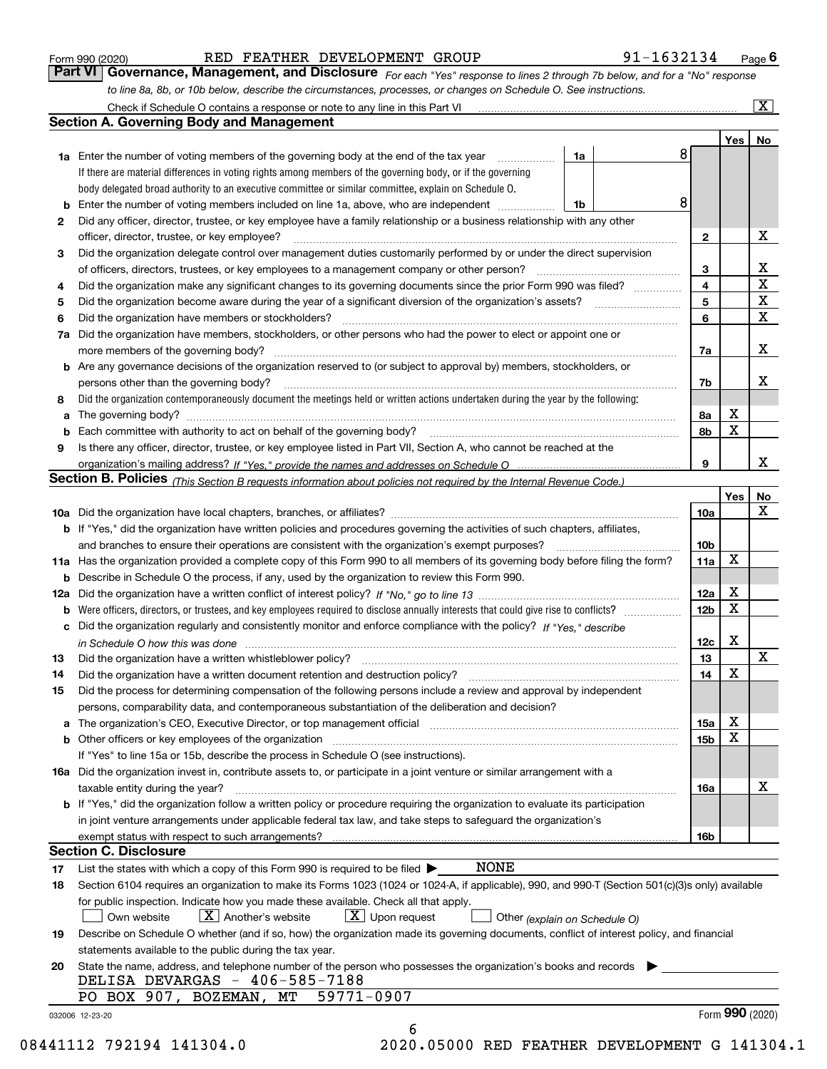Form 990 (2020) RED FEATHER DEVELOPMENT GROUP 91-1632134 Page 6

**Part VI Governance, Management, and Disclosure** *For each "Yes" response to lines 2 through 7b below, and for a "No" response to line 8a, 8b, or 10b below, describe the circumstances, processes, or changes on Schedule O. See instructions.*

Check if Schedule O contains a response or note to any line in this Part VI [X]

## Section A. Governing Body and Management

| | | | | Yes | No |
|---|---|---|---|---|---|
| **1a** | Enter the number of voting members of the governing body at the end of the tax year. If there are material differences in voting rights among members of the governing body, or if the governing body delegated broad authority to an executive committee or similar committee, explain on Schedule O. | 1a | 8 | | |
| **b** | Enter the number of voting members included on line 1a, above, who are independent | 1b | 8 | | |
| **2** | Did any officer, director, trustee, or key employee have a family relationship or a business relationship with any other officer, director, trustee, or key employee? | 2 | | | X |
| **3** | Did the organization delegate control over management duties customarily performed by or under the direct supervision of officers, directors, trustees, or key employees to a management company or other person? | 3 | | | X |
| **4** | Did the organization make any significant changes to its governing documents since the prior Form 990 was filed? | 4 | | | X |
| **5** | Did the organization become aware during the year of a significant diversion of the organization's assets? | 5 | | | X |
| **6** | Did the organization have members or stockholders? | 6 | | | X |
| **7a** | Did the organization have members, stockholders, or other persons who had the power to elect or appoint one or more members of the governing body? | 7a | | | X |
| **b** | Are any governance decisions of the organization reserved to (or subject to approval by) members, stockholders, or persons other than the governing body? | 7b | | | X |
| **8** | Did the organization contemporaneously document the meetings held or written actions undertaken during the year by the following: | | | | |
| **a** | The governing body? | 8a | | X | |
| **b** | Each committee with authority to act on behalf of the governing body? | 8b | | X | |
| **9** | Is there any officer, director, trustee, or key employee listed in Part VII, Section A, who cannot be reached at the organization's mailing address? *If "Yes," provide the names and addresses on Schedule O* | 9 | | | X |

## Section B. Policies *(This Section B requests information about policies not required by the Internal Revenue Code.)*

| | | | Yes | No |
|---|---|---|---|---|
| **10a** | Did the organization have local chapters, branches, or affiliates? | 10a | | X |
| **b** | If "Yes," did the organization have written policies and procedures governing the activities of such chapters, affiliates, and branches to ensure their operations are consistent with the organization's exempt purposes? | 10b | | |
| **11a** | Has the organization provided a complete copy of this Form 990 to all members of its governing body before filing the form? | 11a | X | |
| **b** | Describe in Schedule O the process, if any, used by the organization to review this Form 990. | | | |
| **12a** | Did the organization have a written conflict of interest policy? *If "No," go to line 13* | 12a | X | |
| **b** | Were officers, directors, or trustees, and key employees required to disclose annually interests that could give rise to conflicts? | 12b | X | |
| **c** | Did the organization regularly and consistently monitor and enforce compliance with the policy? *If "Yes," describe in Schedule O how this was done* | 12c | X | |
| **13** | Did the organization have a written whistleblower policy? | 13 | | X |
| **14** | Did the organization have a written document retention and destruction policy? | 14 | X | |
| **15** | Did the process for determining compensation of the following persons include a review and approval by independent persons, comparability data, and contemporaneous substantiation of the deliberation and decision? | | | |
| **a** | The organization's CEO, Executive Director, or top management official | 15a | X | |
| **b** | Other officers or key employees of the organization. If "Yes" to line 15a or 15b, describe the process in Schedule O (see instructions). | 15b | X | |
| **16a** | Did the organization invest in, contribute assets to, or participate in a joint venture or similar arrangement with a taxable entity during the year? | 16a | | X |
| **b** | If "Yes," did the organization follow a written policy or procedure requiring the organization to evaluate its participation in joint venture arrangements under applicable federal tax law, and take steps to safeguard the organization's exempt status with respect to such arrangements? | 16b | | |

## Section C. Disclosure

**17** List the states with which a copy of this Form 990 is required to be filed ▶ NONE

**18** Section 6104 requires an organization to make its Forms 1023 (1024 or 1024-A, if applicable), 990, and 990-T (Section 501(c)(3)s only) available for public inspection. Indicate how you made these available. Check all that apply.

[ ] Own website [X] Another's website [X] Upon request [ ] Other *(explain on Schedule O)*

**19** Describe on Schedule O whether (and if so, how) the organization made its governing documents, conflict of interest policy, and financial statements available to the public during the tax year.

**20** State the name, address, and telephone number of the person who possesses the organization's books and records ▶

DELISA DEVARGAS - 406-585-7188
PO BOX 907, BOZEMAN, MT 59771-0907

032006 12-23-20 Form **990** (2020)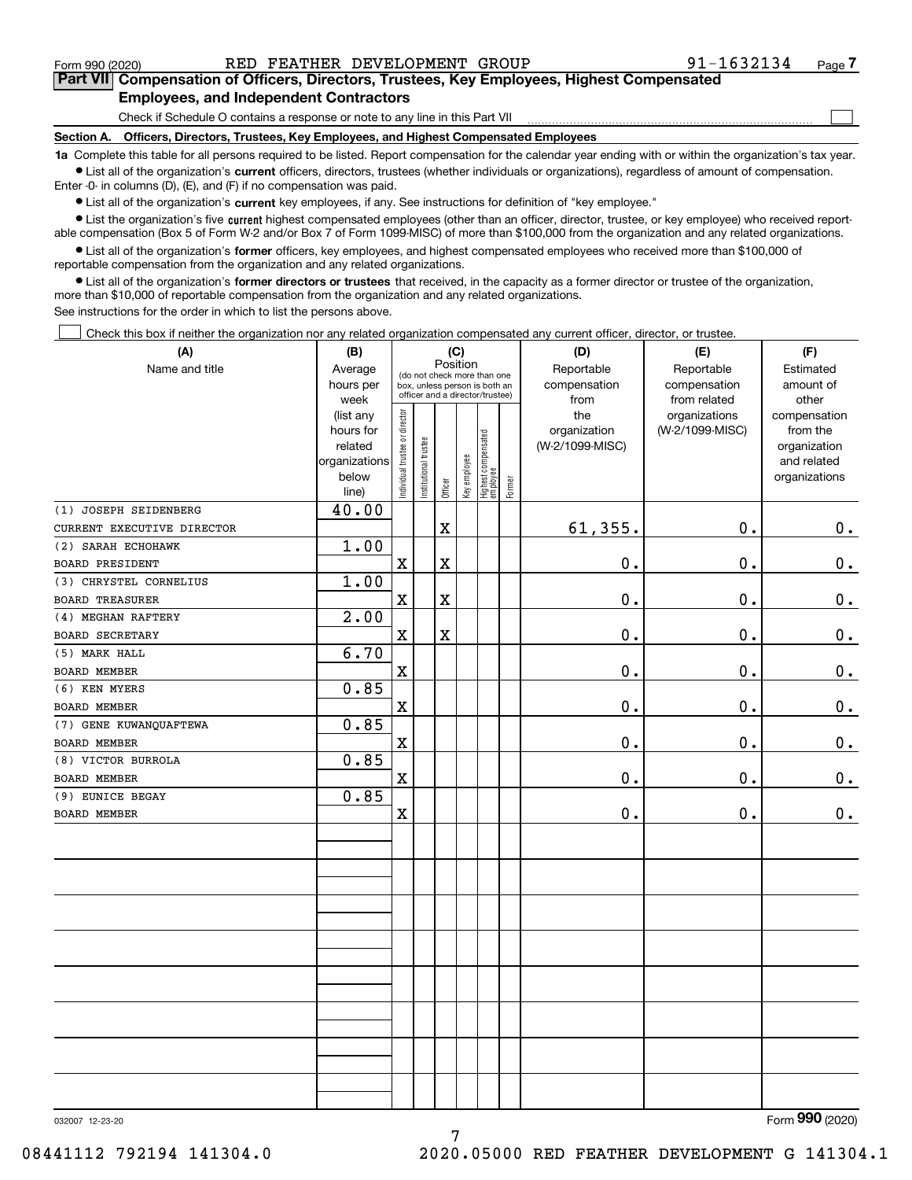Form 990 (2020) RED FEATHER DEVELOPMENT GROUP 91-1632134 Page **7**

## Part VII Compensation of Officers, Directors, Trustees, Key Employees, Highest Compensated Employees, and Independent Contractors

Check if Schedule O contains a response or note to any line in this Part VII ☐

**Section A. Officers, Directors, Trustees, Key Employees, and Highest Compensated Employees**

**1a** Complete this table for all persons required to be listed. Report compensation for the calendar year ending with or within the organization's tax year.

- List all of the organization's **current** officers, directors, trustees (whether individuals or organizations), regardless of amount of compensation. Enter -0- in columns (D), (E), and (F) if no compensation was paid.
- List all of the organization's **current** key employees, if any. See instructions for definition of "key employee."
- List the organization's five **current** highest compensated employees (other than an officer, director, trustee, or key employee) who received reportable compensation (Box 5 of Form W-2 and/or Box 7 of Form 1099-MISC) of more than $100,000 from the organization and any related organizations.
- List all of the organization's **former** officers, key employees, and highest compensated employees who received more than $100,000 of reportable compensation from the organization and any related organizations.
- List all of the organization's **former directors or trustees** that received, in the capacity as a former director or trustee of the organization, more than $10,000 of reportable compensation from the organization and any related organizations.

See instructions for the order in which to list the persons above.

☐ Check this box if neither the organization nor any related organization compensated any current officer, director, or trustee.

| (A) Name and title | (B) Average hours per week (list any hours for related organizations below line) | (C) Position (do not check more than one box, unless person is both an officer and a director/trustee) | | | | | | (D) Reportable compensation from the organization (W-2/1099-MISC) | (E) Reportable compensation from related organizations (W-2/1099-MISC) | (F) Estimated amount of other compensation from the organization and related organizations |
|---|---|---|---|---|---|---|---|---|---|---|
| | | Individual trustee or director | Institutional trustee | Officer | Key employee | Highest compensated employee | Former | | | |
| (1) JOSEPH SEIDENBERG<br>CURRENT EXECUTIVE DIRECTOR | 40.00 | | | X | | | | 61,355. | 0. | 0. |
| (2) SARAH ECHOHAWK<br>BOARD PRESIDENT | 1.00 | X | | X | | | | 0. | 0. | 0. |
| (3) CHRYSTEL CORNELIUS<br>BOARD TREASURER | 1.00 | X | | X | | | | 0. | 0. | 0. |
| (4) MEGHAN RAFTERY<br>BOARD SECRETARY | 2.00 | X | | X | | | | 0. | 0. | 0. |
| (5) MARK HALL<br>BOARD MEMBER | 6.70 | X | | | | | | 0. | 0. | 0. |
| (6) KEN MYERS<br>BOARD MEMBER | 0.85 | X | | | | | | 0. | 0. | 0. |
| (7) GENE KUWANQUAFTEWA<br>BOARD MEMBER | 0.85 | X | | | | | | 0. | 0. | 0. |
| (8) VICTOR BURROLA<br>BOARD MEMBER | 0.85 | X | | | | | | 0. | 0. | 0. |
| (9) EUNICE BEGAY<br>BOARD MEMBER | 0.85 | X | | | | | | 0. | 0. | 0. |

032007 12-23-20 Form **990** (2020)

08441112 792194 141304.0 2020.05000 RED FEATHER DEVELOPMENT G 141304.1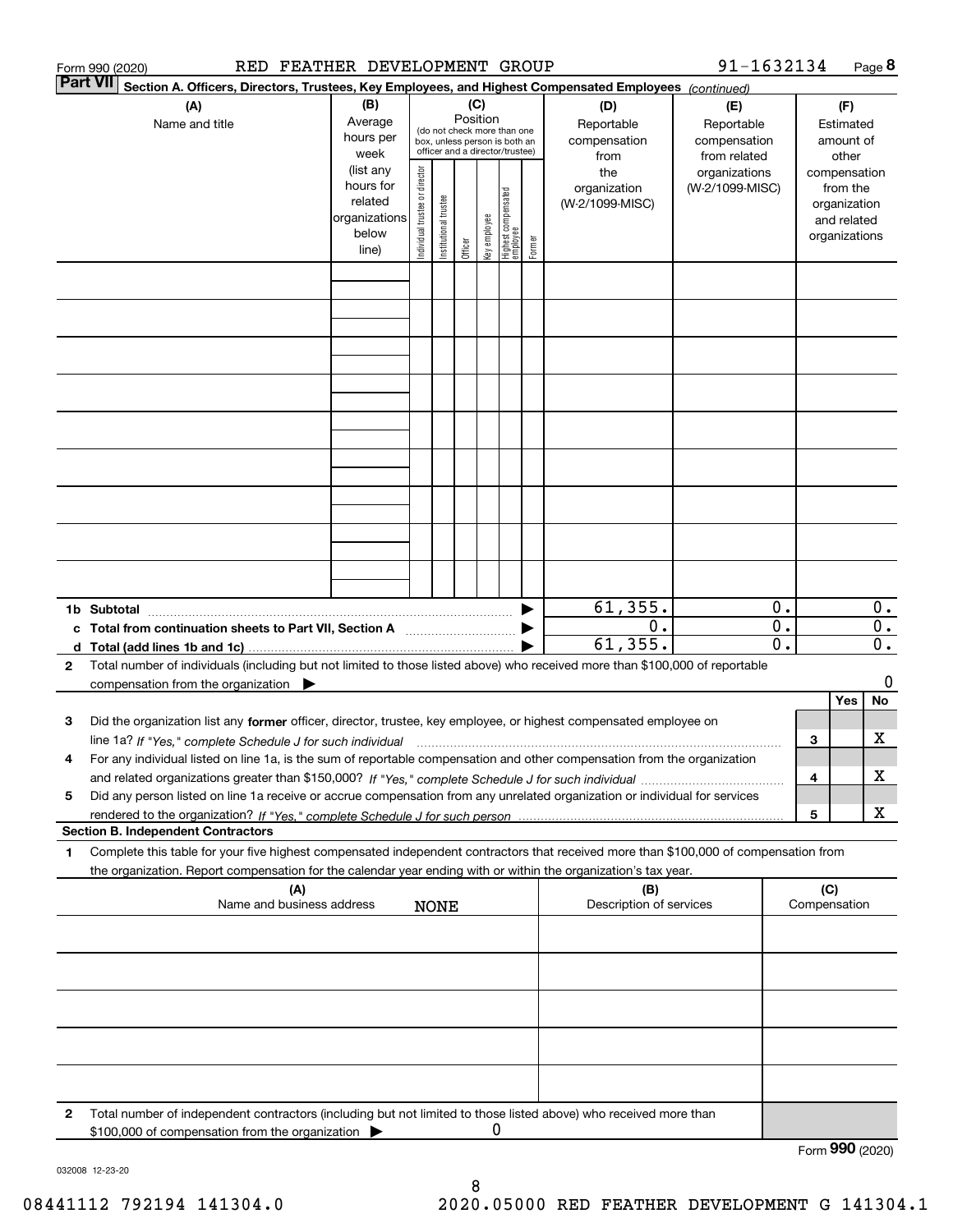Form 990 (2020) RED FEATHER DEVELOPMENT GROUP 91-1632134 Page **8**

**Part VII Section A. Officers, Directors, Trustees, Key Employees, and Highest Compensated Employees** *(continued)*

| (A) Name and title | (B) Average hours per week (list any hours for related organizations below line) | (C) Position (do not check more than one box, unless person is both an officer and a director/trustee) | | | | | | (D) Reportable compensation from the organization (W-2/1099-MISC) | (E) Reportable compensation from related organizations (W-2/1099-MISC) | (F) Estimated amount of other compensation from the organization and related organizations |
|---|---|---|---|---|---|---|---|---|---|---|
| | | Individual trustee or director | Institutional trustee | Officer | Key employee | Highest compensated employee | Former | | | |
| | | | | | | | | | | |
| | | | | | | | | | | |
| | | | | | | | | | | |
| | | | | | | | | | | |
| | | | | | | | | | | |
| | | | | | | | | | | |
| | | | | | | | | | | |
| | | | | | | | | | | |
| | | | | | | | | | | |
| **1b Subtotal** | | | | | | | | 61,355. | 0. | 0. |
| **c Total from continuation sheets to Part VII, Section A** | | | | | | | | 0. | 0. | 0. |
| **d Total (add lines 1b and 1c)** | | | | | | | | 61,355. | 0. | 0. |

**2** Total number of individuals (including but not limited to those listed above) who received more than $100,000 of reportable compensation from the organization ▶ 0

| | | | Yes | No |
|---|---|---|---|---|
| **3** | Did the organization list any **former** officer, director, trustee, key employee, or highest compensated employee on line 1a? *If "Yes," complete Schedule J for such individual* | 3 | | X |
| **4** | For any individual listed on line 1a, is the sum of reportable compensation and other compensation from the organization and related organizations greater than $150,000? *If "Yes," complete Schedule J for such individual* | 4 | | X |
| **5** | Did any person listed on line 1a receive or accrue compensation from any unrelated organization or individual for services rendered to the organization? *If "Yes," complete Schedule J for such person* | 5 | | X |

**Section B. Independent Contractors**

**1** Complete this table for your five highest compensated independent contractors that received more than $100,000 of compensation from the organization. Report compensation for the calendar year ending with or within the organization's tax year.

| (A) Name and business address | (B) Description of services | (C) Compensation |
|---|---|---|
| NONE | | |
| | | |
| | | |
| | | |
| | | |
| | | |

**2** Total number of independent contractors (including but not limited to those listed above) who received more than $100,000 of compensation from the organization ▶ 0

Form **990** (2020)

032008 12-23-20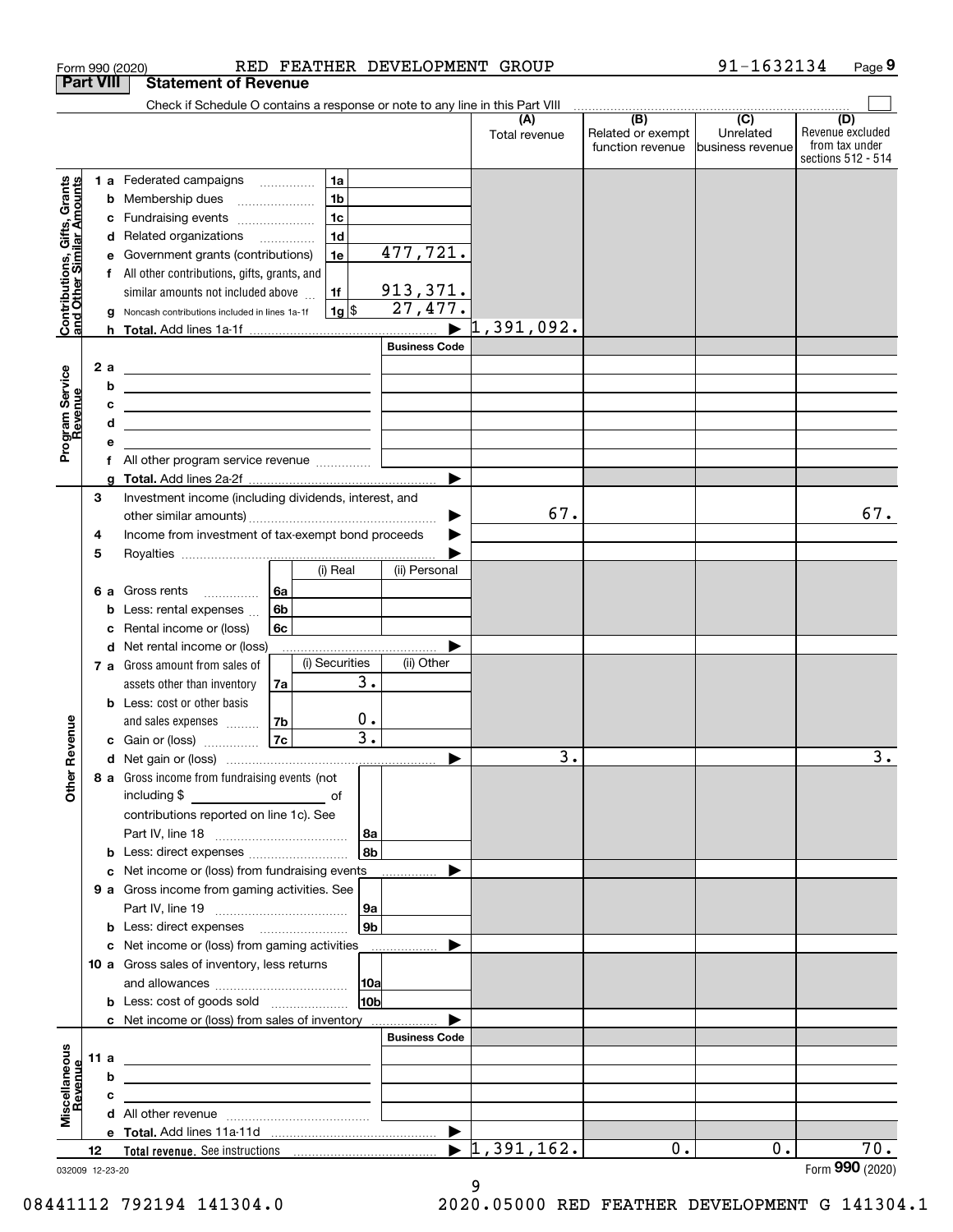Form 990 (2020) RED FEATHER DEVELOPMENT GROUP 91-1632134 Page 9

## Part VIII Statement of Revenue

Check if Schedule O contains a response or note to any line in this Part VIII

| | | | | (A) Total revenue | (B) Related or exempt function revenue | (C) Unrelated business revenue | (D) Revenue excluded from tax under sections 512 - 514 |
|---|---|---|---|---|---|---|---|
| **Contributions, Gifts, Grants and Other Similar Amounts** | 1 a Federated campaigns | 1a | | | | | |
| | b Membership dues | 1b | | | | | |
| | c Fundraising events | 1c | | | | | |
| | d Related organizations | 1d | | | | | |
| | e Government grants (contributions) | 1e | 477,721. | | | | |
| | f All other contributions, gifts, grants, and similar amounts not included above | 1f | 913,371. | | | | |
| | g Noncash contributions included in lines 1a-1f | 1g | $ 27,477. | | | | |
| | h **Total.** Add lines 1a-1f | | | 1,391,092. | | | |
| **Program Service Revenue** | | | Business Code | | | | |
| | 2 a | | | | | | |
| | b | | | | | | |
| | c | | | | | | |
| | d | | | | | | |
| | e | | | | | | |
| | f All other program service revenue | | | | | | |
| | g **Total.** Add lines 2a-2f | | | | | | |
| **Other Revenue** | 3 Investment income (including dividends, interest, and other similar amounts) | | | 67. | | | 67. |
| | 4 Income from investment of tax-exempt bond proceeds | | | | | | |
| | 5 Royalties | | | | | | |
| | | | (i) Real | (ii) Personal | | | |
| | 6 a Gross rents | 6a | | | | | |
| | b Less: rental expenses | 6b | | | | | |
| | c Rental income or (loss) | 6c | | | | | |
| | d Net rental income or (loss) | | | | | | |
| | | | (i) Securities | (ii) Other | | | |
| | 7 a Gross amount from sales of assets other than inventory | 7a | 3. | | | | |
| | b Less: cost or other basis and sales expenses | 7b | 0. | | | | |
| | c Gain or (loss) | 7c | 3. | | | | |
| | d Net gain or (loss) | | | 3. | | | 3. |
| | 8 a Gross income from fundraising events (not including $ ______ of contributions reported on line 1c). See Part IV, line 18 | 8a | | | | | |
| | b Less: direct expenses | 8b | | | | | |
| | c Net income or (loss) from fundraising events | | | | | | |
| | 9 a Gross income from gaming activities. See Part IV, line 19 | 9a | | | | | |
| | b Less: direct expenses | 9b | | | | | |
| | c Net income or (loss) from gaming activities | | | | | | |
| | 10 a Gross sales of inventory, less returns and allowances | 10a | | | | | |
| | b Less: cost of goods sold | 10b | | | | | |
| | c Net income or (loss) from sales of inventory | | | | | | |
| **Miscellaneous Revenue** | | | Business Code | | | | |
| | 11 a | | | | | | |
| | b | | | | | | |
| | c | | | | | | |
| | d All other revenue | | | | | | |
| | e **Total.** Add lines 11a-11d | | | | | | |
| | 12 **Total revenue.** See instructions | | | 1,391,162. | 0. | 0. | 70. |

032009 12-23-20 Form **990** (2020)

08441112 792194 141304.0 2020.05000 RED FEATHER DEVELOPMENT G 141304.1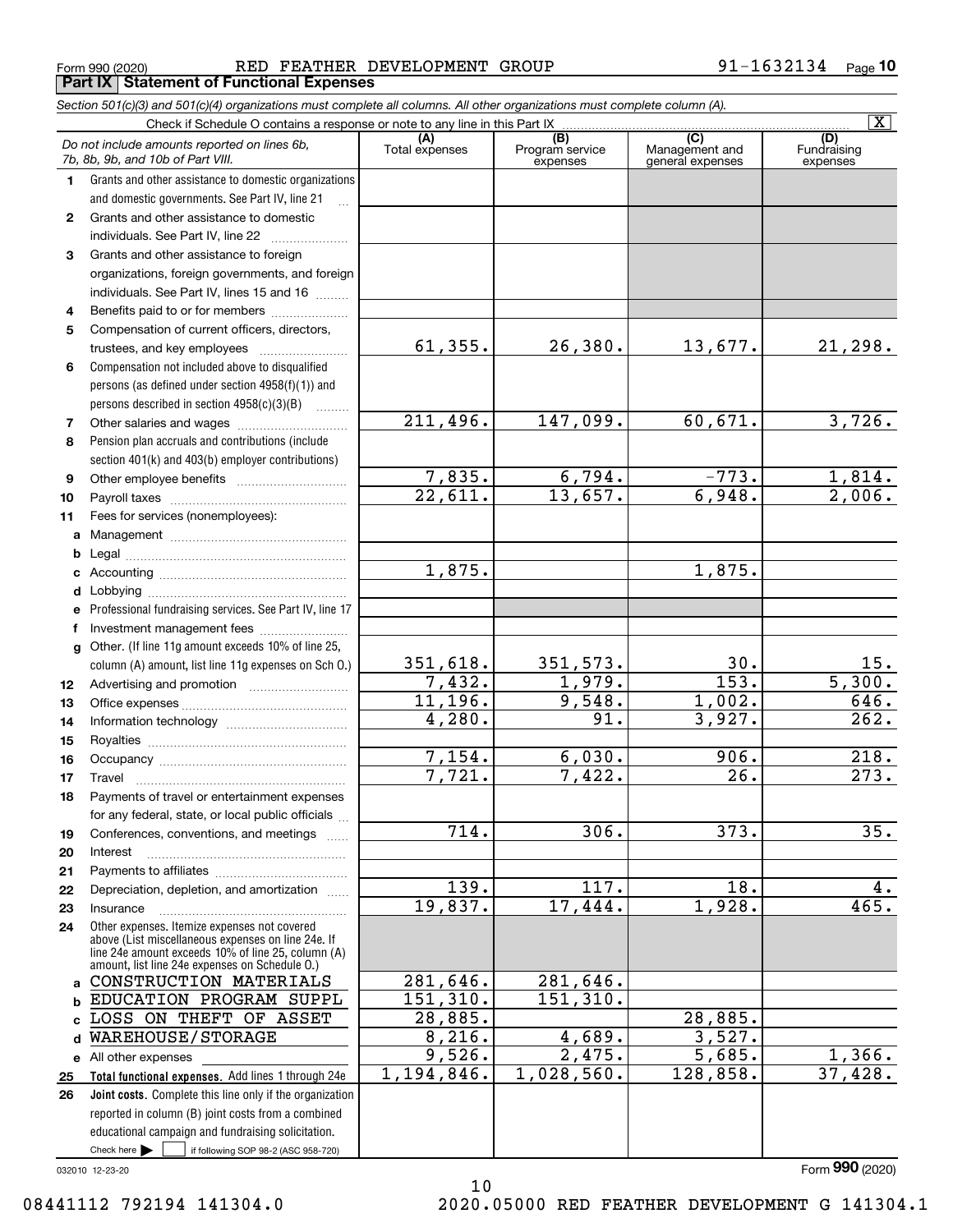Form 990 (2020) RED FEATHER DEVELOPMENT GROUP 91-1632134

**Part IX Statement of Functional Expenses**

*Section 501(c)(3) and 501(c)(4) organizations must complete all columns. All other organizations must complete column (A).*

Check if Schedule O contains a response or note to any line in this Part IX [X]

| | *Do not include amounts reported on lines 6b, 7b, 8b, 9b, and 10b of Part VIII.* | (A) Total expenses | (B) Program service expenses | (C) Management and general expenses | (D) Fundraising expenses |
|---|---|---|---|---|---|
| 1 | Grants and other assistance to domestic organizations and domestic governments. See Part IV, line 21 | | | | |
| 2 | Grants and other assistance to domestic individuals. See Part IV, line 22 | | | | |
| 3 | Grants and other assistance to foreign organizations, foreign governments, and foreign individuals. See Part IV, lines 15 and 16 | | | | |
| 4 | Benefits paid to or for members | | | | |
| 5 | Compensation of current officers, directors, trustees, and key employees | 61,355. | 26,380. | 13,677. | 21,298. |
| 6 | Compensation not included above to disqualified persons (as defined under section 4958(f)(1)) and persons described in section 4958(c)(3)(B) | | | | |
| 7 | Other salaries and wages | 211,496. | 147,099. | 60,671. | 3,726. |
| 8 | Pension plan accruals and contributions (include section 401(k) and 403(b) employer contributions) | | | | |
| 9 | Other employee benefits | 7,835. | 6,794. | -773. | 1,814. |
| 10 | Payroll taxes | 22,611. | 13,657. | 6,948. | 2,006. |
| 11 | Fees for services (nonemployees): | | | | |
| a | Management | | | | |
| b | Legal | | | | |
| c | Accounting | 1,875. | | 1,875. | |
| d | Lobbying | | | | |
| e | Professional fundraising services. See Part IV, line 17 | | | | |
| f | Investment management fees | | | | |
| g | Other. (If line 11g amount exceeds 10% of line 25, column (A) amount, list line 11g expenses on Sch O.) | 351,618. | 351,573. | 30. | 15. |
| 12 | Advertising and promotion | 7,432. | 1,979. | 153. | 5,300. |
| 13 | Office expenses | 11,196. | 9,548. | 1,002. | 646. |
| 14 | Information technology | 4,280. | 91. | 3,927. | 262. |
| 15 | Royalties | | | | |
| 16 | Occupancy | 7,154. | 6,030. | 906. | 218. |
| 17 | Travel | 7,721. | 7,422. | 26. | 273. |
| 18 | Payments of travel or entertainment expenses for any federal, state, or local public officials | | | | |
| 19 | Conferences, conventions, and meetings | 714. | 306. | 373. | 35. |
| 20 | Interest | | | | |
| 21 | Payments to affiliates | | | | |
| 22 | Depreciation, depletion, and amortization | 139. | 117. | 18. | 4. |
| 23 | Insurance | 19,837. | 17,444. | 1,928. | 465. |
| 24 | Other expenses. Itemize expenses not covered above (List miscellaneous expenses on line 24e. If line 24e amount exceeds 10% of line 25, column (A) amount, list line 24e expenses on Schedule O.) | | | | |
| a | CONSTRUCTION MATERIALS | 281,646. | 281,646. | | |
| b | EDUCATION PROGRAM SUPPL | 151,310. | 151,310. | | |
| c | LOSS ON THEFT OF ASSET | 28,885. | | 28,885. | |
| d | WAREHOUSE/STORAGE | 8,216. | 4,689. | 3,527. | |
| e | All other expenses | 9,526. | 2,475. | 5,685. | 1,366. |
| 25 | **Total functional expenses.** Add lines 1 through 24e | 1,194,846. | 1,028,560. | 128,858. | 37,428. |
| 26 | **Joint costs.** Complete this line only if the organization reported in column (B) joint costs from a combined educational campaign and fundraising solicitation. Check here [ ] if following SOP 98-2 (ASC 958-720) | | | | |

032010 12-23-20

Form **990** (2020)

08441112 792194 141304.0 2020.05000 RED FEATHER DEVELOPMENT G 141304.1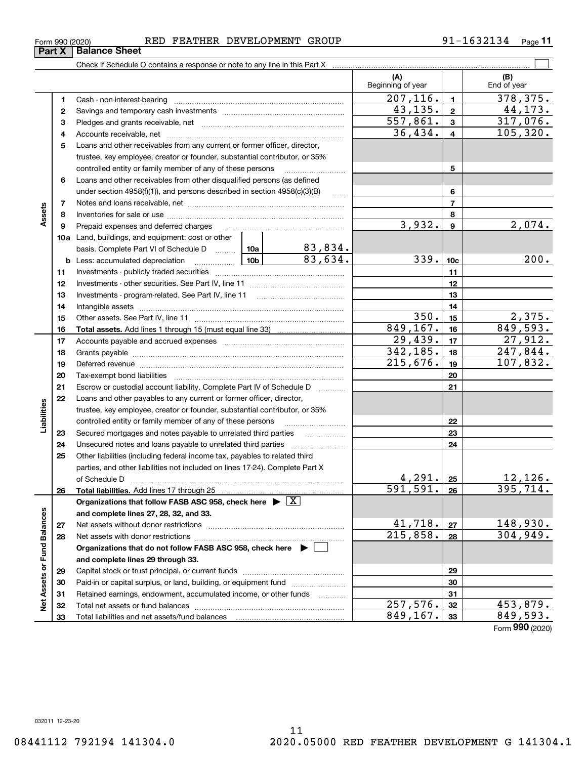Form 990 (2020) RED FEATHER DEVELOPMENT GROUP 91-1632134

## Part X Balance Sheet

Check if Schedule O contains a response or note to any line in this Part X

| | | | (A) Beginning of year | | (B) End of year |
|---|---|---|---|---|---|
| Assets | 1 | Cash - non-interest-bearing | 207,116. | 1 | 378,375. |
| | 2 | Savings and temporary cash investments | 43,135. | 2 | 44,173. |
| | 3 | Pledges and grants receivable, net | 557,861. | 3 | 317,076. |
| | 4 | Accounts receivable, net | 36,434. | 4 | 105,320. |
| | 5 | Loans and other receivables from any current or former officer, director, trustee, key employee, creator or founder, substantial contributor, or 35% controlled entity or family member of any of these persons | | 5 | |
| | 6 | Loans and other receivables from other disqualified persons (as defined under section 4958(f)(1)), and persons described in section 4958(c)(3)(B) | | 6 | |
| | 7 | Notes and loans receivable, net | | 7 | |
| | 8 | Inventories for sale or use | | 8 | |
| | 9 | Prepaid expenses and deferred charges | 3,932. | 9 | 2,074. |
| | 10a | Land, buildings, and equipment: cost or other basis. Complete Part VI of Schedule D 10a 83,834. | | | |
| | b | Less: accumulated depreciation 10b 83,634. | 339. | 10c | 200. |
| | 11 | Investments - publicly traded securities | | 11 | |
| | 12 | Investments - other securities. See Part IV, line 11 | | 12 | |
| | 13 | Investments - program-related. See Part IV, line 11 | | 13 | |
| | 14 | Intangible assets | | 14 | |
| | 15 | Other assets. See Part IV, line 11 | 350. | 15 | 2,375. |
| | 16 | **Total assets.** Add lines 1 through 15 (must equal line 33) | 849,167. | 16 | 849,593. |
| Liabilities | 17 | Accounts payable and accrued expenses | 29,439. | 17 | 27,912. |
| | 18 | Grants payable | 342,185. | 18 | 247,844. |
| | 19 | Deferred revenue | 215,676. | 19 | 107,832. |
| | 20 | Tax-exempt bond liabilities | | 20 | |
| | 21 | Escrow or custodial account liability. Complete Part IV of Schedule D | | 21 | |
| | 22 | Loans and other payables to any current or former officer, director, trustee, key employee, creator or founder, substantial contributor, or 35% controlled entity or family member of any of these persons | | 22 | |
| | 23 | Secured mortgages and notes payable to unrelated third parties | | 23 | |
| | 24 | Unsecured notes and loans payable to unrelated third parties | | 24 | |
| | 25 | Other liabilities (including federal income tax, payables to related third parties, and other liabilities not included on lines 17-24). Complete Part X of Schedule D | 4,291. | 25 | 12,126. |
| | 26 | **Total liabilities.** Add lines 17 through 25 | 591,591. | 26 | 395,714. |
| Net Assets or Fund Balances | | **Organizations that follow FASB ASC 958, check here** ▶ [X] **and complete lines 27, 28, 32, and 33.** | | | |
| | 27 | Net assets without donor restrictions | 41,718. | 27 | 148,930. |
| | 28 | Net assets with donor restrictions | 215,858. | 28 | 304,949. |
| | | **Organizations that do not follow FASB ASC 958, check here** ▶ [ ] **and complete lines 29 through 33.** | | | |
| | 29 | Capital stock or trust principal, or current funds | | 29 | |
| | 30 | Paid-in or capital surplus, or land, building, or equipment fund | | 30 | |
| | 31 | Retained earnings, endowment, accumulated income, or other funds | | 31 | |
| | 32 | Total net assets or fund balances | 257,576. | 32 | 453,879. |
| | 33 | Total liabilities and net assets/fund balances | 849,167. | 33 | 849,593. |

Form 990 (2020)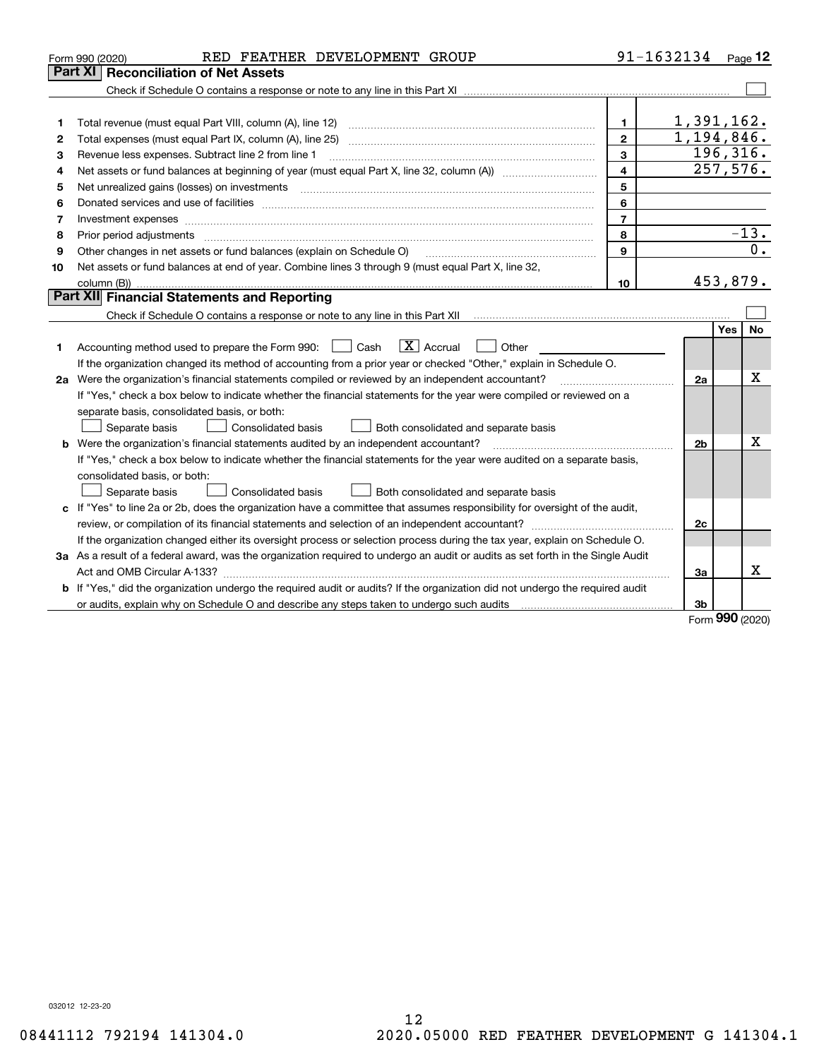Form 990 (2020) RED FEATHER DEVELOPMENT GROUP 91-1632134

## Part XI Reconciliation of Net Assets

Check if Schedule O contains a response or note to any line in this Part XI ☐

| | | | |
|---|---|---|---|
| 1 | Total revenue (must equal Part VIII, column (A), line 12) | 1 | 1,391,162. |
| 2 | Total expenses (must equal Part IX, column (A), line 25) | 2 | 1,194,846. |
| 3 | Revenue less expenses. Subtract line 2 from line 1 | 3 | 196,316. |
| 4 | Net assets or fund balances at beginning of year (must equal Part X, line 32, column (A)) | 4 | 257,576. |
| 5 | Net unrealized gains (losses) on investments | 5 | |
| 6 | Donated services and use of facilities | 6 | |
| 7 | Investment expenses | 7 | |
| 8 | Prior period adjustments | 8 | -13. |
| 9 | Other changes in net assets or fund balances (explain on Schedule O) | 9 | 0. |
| 10 | Net assets or fund balances at end of year. Combine lines 3 through 9 (must equal Part X, line 32, column (B)) | 10 | 453,879. |

## Part XII Financial Statements and Reporting

Check if Schedule O contains a response or note to any line in this Part XII ☐

| | | | Yes | No |
|---|---|---|---|---|
| 1 | Accounting method used to prepare the Form 990: ☐ Cash ☒ Accrual ☐ Other | | | |
| | If the organization changed its method of accounting from a prior year or checked "Other," explain in Schedule O. | | | |
| 2a | Were the organization's financial statements compiled or reviewed by an independent accountant? | 2a | | X |
| | If "Yes," check a box below to indicate whether the financial statements for the year were compiled or reviewed on a separate basis, consolidated basis, or both: ☐ Separate basis ☐ Consolidated basis ☐ Both consolidated and separate basis | | | |
| b | Were the organization's financial statements audited by an independent accountant? | 2b | | X |
| | If "Yes," check a box below to indicate whether the financial statements for the year were audited on a separate basis, consolidated basis, or both: ☐ Separate basis ☐ Consolidated basis ☐ Both consolidated and separate basis | | | |
| c | If "Yes" to line 2a or 2b, does the organization have a committee that assumes responsibility for oversight of the audit, review, or compilation of its financial statements and selection of an independent accountant? | 2c | | |
| | If the organization changed either its oversight process or selection process during the tax year, explain on Schedule O. | | | |
| 3a | As a result of a federal award, was the organization required to undergo an audit or audits as set forth in the Single Audit Act and OMB Circular A-133? | 3a | | X |
| b | If "Yes," did the organization undergo the required audit or audits? If the organization did not undergo the required audit or audits, explain why on Schedule O and describe any steps taken to undergo such audits | 3b | | |

Form 990 (2020)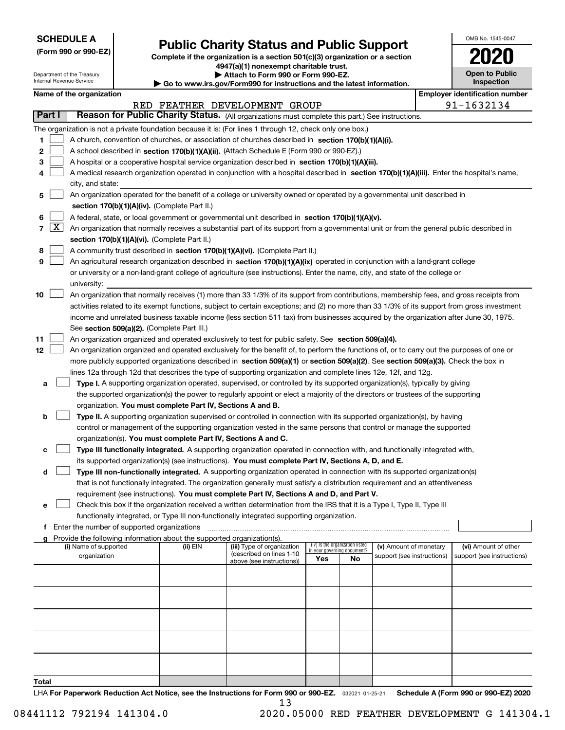**SCHEDULE A**
**(Form 990 or 990-EZ)**

Department of the Treasury
Internal Revenue Service

# Public Charity Status and Public Support

**Complete if the organization is a section 501(c)(3) organization or a section 4947(a)(1) nonexempt charitable trust.**
**▶ Attach to Form 990 or Form 990-EZ.**
**▶ Go to www.irs.gov/Form990 for instructions and the latest information.**

OMB No. 1545-0047

**2020**

**Open to Public Inspection**

**Name of the organization**: RED FEATHER DEVELOPMENT GROUP

**Employer identification number**: 91-1632134

## Part I — Reason for Public Charity Status. (All organizations must complete this part.) See instructions.

The organization is not a private foundation because it is: (For lines 1 through 12, check only one box.)

1. [ ] A church, convention of churches, or association of churches described in **section 170(b)(1)(A)(i).**
2. [ ] A school described in **section 170(b)(1)(A)(ii).** (Attach Schedule E (Form 990 or 990-EZ).)
3. [ ] A hospital or a cooperative hospital service organization described in **section 170(b)(1)(A)(iii).**
4. [ ] A medical research organization operated in conjunction with a hospital described in **section 170(b)(1)(A)(iii).** Enter the hospital's name, city, and state: ____________
5. [ ] An organization operated for the benefit of a college or university owned or operated by a governmental unit described in **section 170(b)(1)(A)(iv).** (Complete Part II.)
6. [ ] A federal, state, or local government or governmental unit described in **section 170(b)(1)(A)(v).**
7. [X] An organization that normally receives a substantial part of its support from a governmental unit or from the general public described in **section 170(b)(1)(A)(vi).** (Complete Part II.)
8. [ ] A community trust described in **section 170(b)(1)(A)(vi).** (Complete Part II.)
9. [ ] An agricultural research organization described in **section 170(b)(1)(A)(ix)** operated in conjunction with a land-grant college or university or a non-land-grant college of agriculture (see instructions). Enter the name, city, and state of the college or university: ____________
10. [ ] An organization that normally receives (1) more than 33 1/3% of its support from contributions, membership fees, and gross receipts from activities related to its exempt functions, subject to certain exceptions; and (2) no more than 33 1/3% of its support from gross investment income and unrelated business taxable income (less section 511 tax) from businesses acquired by the organization after June 30, 1975. See **section 509(a)(2).** (Complete Part III.)
11. [ ] An organization organized and operated exclusively to test for public safety. See **section 509(a)(4).**
12. [ ] An organization organized and operated exclusively for the benefit of, to perform the functions of, or to carry out the purposes of one or more publicly supported organizations described in **section 509(a)(1)** or **section 509(a)(2)**. See **section 509(a)(3).** Check the box in lines 12a through 12d that describes the type of supporting organization and complete lines 12e, 12f, and 12g.
   - **a** [ ] **Type I.** A supporting organization operated, supervised, or controlled by its supported organization(s), typically by giving the supported organization(s) the power to regularly appoint or elect a majority of the directors or trustees of the supporting organization. **You must complete Part IV, Sections A and B.**
   - **b** [ ] **Type II.** A supporting organization supervised or controlled in connection with its supported organization(s), by having control or management of the supporting organization vested in the same persons that control or manage the supported organization(s). **You must complete Part IV, Sections A and C.**
   - **c** [ ] **Type III functionally integrated.** A supporting organization operated in connection with, and functionally integrated with, its supported organization(s) (see instructions). **You must complete Part IV, Sections A, D, and E.**
   - **d** [ ] **Type III non-functionally integrated.** A supporting organization operated in connection with its supported organization(s) that is not functionally integrated. The organization generally must satisfy a distribution requirement and an attentiveness requirement (see instructions). **You must complete Part IV, Sections A and D, and Part V.**
   - **e** [ ] Check this box if the organization received a written determination from the IRS that it is a Type I, Type II, Type III functionally integrated, or Type III non-functionally integrated supporting organization.
   - **f** Enter the number of supported organizations ____________
   - **g** Provide the following information about the supported organization(s).

| (i) Name of supported organization | (ii) EIN | (iii) Type of organization (described on lines 1-10 above (see instructions)) | (iv) Is the organization listed in your governing document? Yes | No | (v) Amount of monetary support (see instructions) | (vi) Amount of other support (see instructions) |
|---|---|---|---|---|---|---|
| | | | | | | |
| | | | | | | |
| | | | | | | |
| | | | | | | |
| | | | | | | |
| **Total** | | | | | | |

LHA **For Paperwork Reduction Act Notice, see the Instructions for Form 990 or 990-EZ.** 032021 01-25-21 **Schedule A (Form 990 or 990-EZ) 2020**

08441112 792194 141304.0 2020.05000 RED FEATHER DEVELOPMENT G 141304.1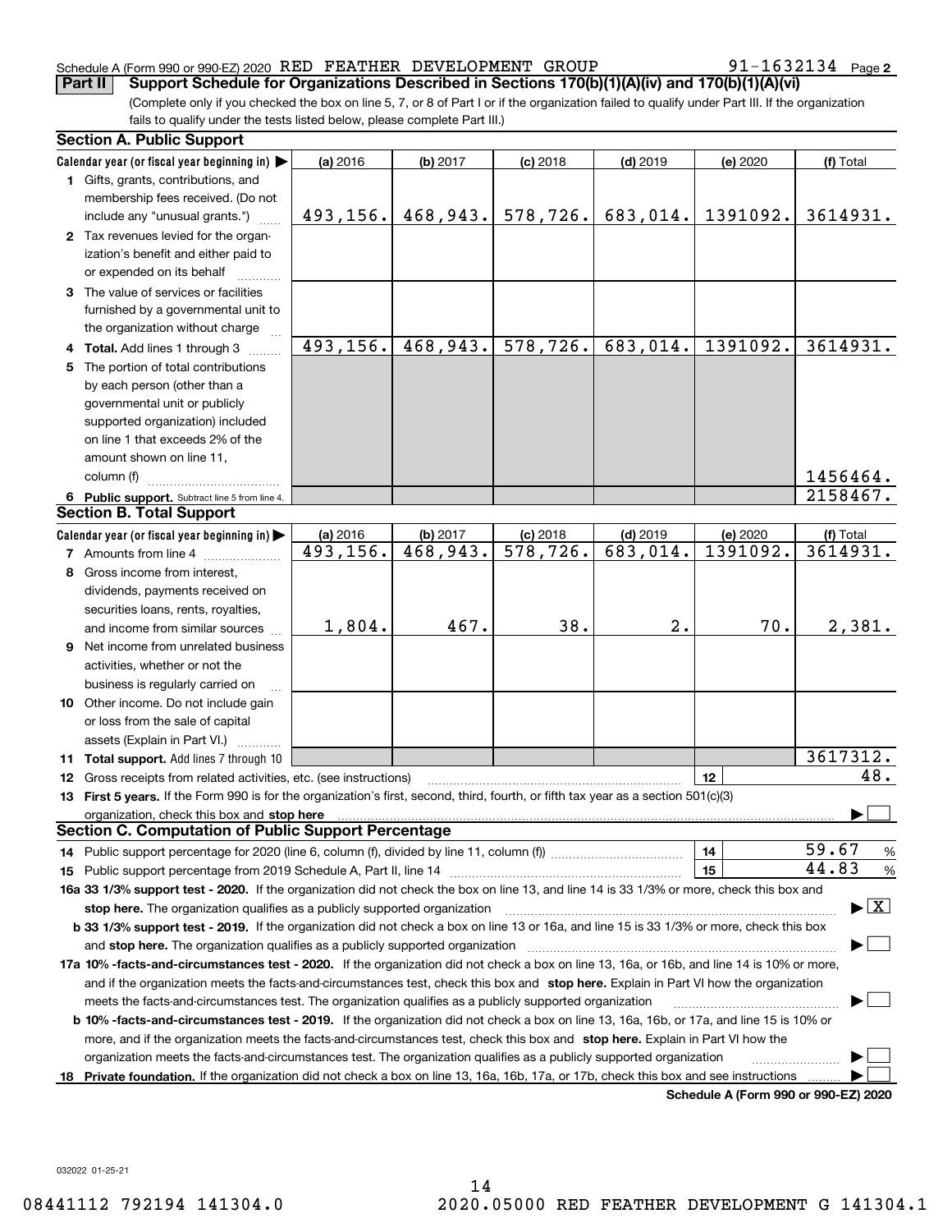Schedule A (Form 990 or 990-EZ) 2020 RED FEATHER DEVELOPMENT GROUP 91-1632134 Page 2

## Part II Support Schedule for Organizations Described in Sections 170(b)(1)(A)(iv) and 170(b)(1)(A)(vi)

(Complete only if you checked the box on line 5, 7, or 8 of Part I or if the organization failed to qualify under Part III. If the organization fails to qualify under the tests listed below, please complete Part III.)

### Section A. Public Support

| Calendar year (or fiscal year beginning in) ▶ | (a) 2016 | (b) 2017 | (c) 2018 | (d) 2019 | (e) 2020 | (f) Total |
|---|---|---|---|---|---|---|
| 1 Gifts, grants, contributions, and membership fees received. (Do not include any "unusual grants.") | 493,156. | 468,943. | 578,726. | 683,014. | 1391092. | 3614931. |
| 2 Tax revenues levied for the organization's benefit and either paid to or expended on its behalf | | | | | | |
| 3 The value of services or facilities furnished by a governmental unit to the organization without charge | | | | | | |
| 4 Total. Add lines 1 through 3 | 493,156. | 468,943. | 578,726. | 683,014. | 1391092. | 3614931. |
| 5 The portion of total contributions by each person (other than a governmental unit or publicly supported organization) included on line 1 that exceeds 2% of the amount shown on line 11, column (f) | | | | | | 1456464. |
| 6 Public support. Subtract line 5 from line 4. | | | | | | 2158467. |

### Section B. Total Support

| Calendar year (or fiscal year beginning in) ▶ | (a) 2016 | (b) 2017 | (c) 2018 | (d) 2019 | (e) 2020 | (f) Total |
|---|---|---|---|---|---|---|
| 7 Amounts from line 4 | 493,156. | 468,943. | 578,726. | 683,014. | 1391092. | 3614931. |
| 8 Gross income from interest, dividends, payments received on securities loans, rents, royalties, and income from similar sources | 1,804. | 467. | 38. | 2. | 70. | 2,381. |
| 9 Net income from unrelated business activities, whether or not the business is regularly carried on | | | | | | |
| 10 Other income. Do not include gain or loss from the sale of capital assets (Explain in Part VI.) | | | | | | |
| 11 Total support. Add lines 7 through 10 | | | | | | 3617312. |

12 Gross receipts from related activities, etc. (see instructions) | 12 | 48.

13 First 5 years. If the Form 990 is for the organization's first, second, third, fourth, or fifth tax year as a section 501(c)(3) organization, check this box and stop here ▶ ☐

### Section C. Computation of Public Support Percentage

14 Public support percentage for 2020 (line 6, column (f), divided by line 11, column (f)) | 14 | 59.67 %

15 Public support percentage from 2019 Schedule A, Part II, line 14 | 15 | 44.83 %

16a 33 1/3% support test - 2020. If the organization did not check the box on line 13, and line 14 is 33 1/3% or more, check this box and stop here. The organization qualifies as a publicly supported organization ▶ ☒

b 33 1/3% support test - 2019. If the organization did not check a box on line 13 or 16a, and line 15 is 33 1/3% or more, check this box and stop here. The organization qualifies as a publicly supported organization ▶ ☐

17a 10% -facts-and-circumstances test - 2020. If the organization did not check a box on line 13, 16a, or 16b, and line 14 is 10% or more, and if the organization meets the facts-and-circumstances test, check this box and stop here. Explain in Part VI how the organization meets the facts-and-circumstances test. The organization qualifies as a publicly supported organization ▶ ☐

b 10% -facts-and-circumstances test - 2019. If the organization did not check a box on line 13, 16a, 16b, or 17a, and line 15 is 10% or more, and if the organization meets the facts-and-circumstances test, check this box and stop here. Explain in Part VI how the organization meets the facts-and-circumstances test. The organization qualifies as a publicly supported organization ▶ ☐

18 Private foundation. If the organization did not check a box on line 13, 16a, 16b, 17a, or 17b, check this box and see instructions ▶ ☐

Schedule A (Form 990 or 990-EZ) 2020

032022 01-25-21

08441112 792194 141304.0 2020.05000 RED FEATHER DEVELOPMENT G 141304.1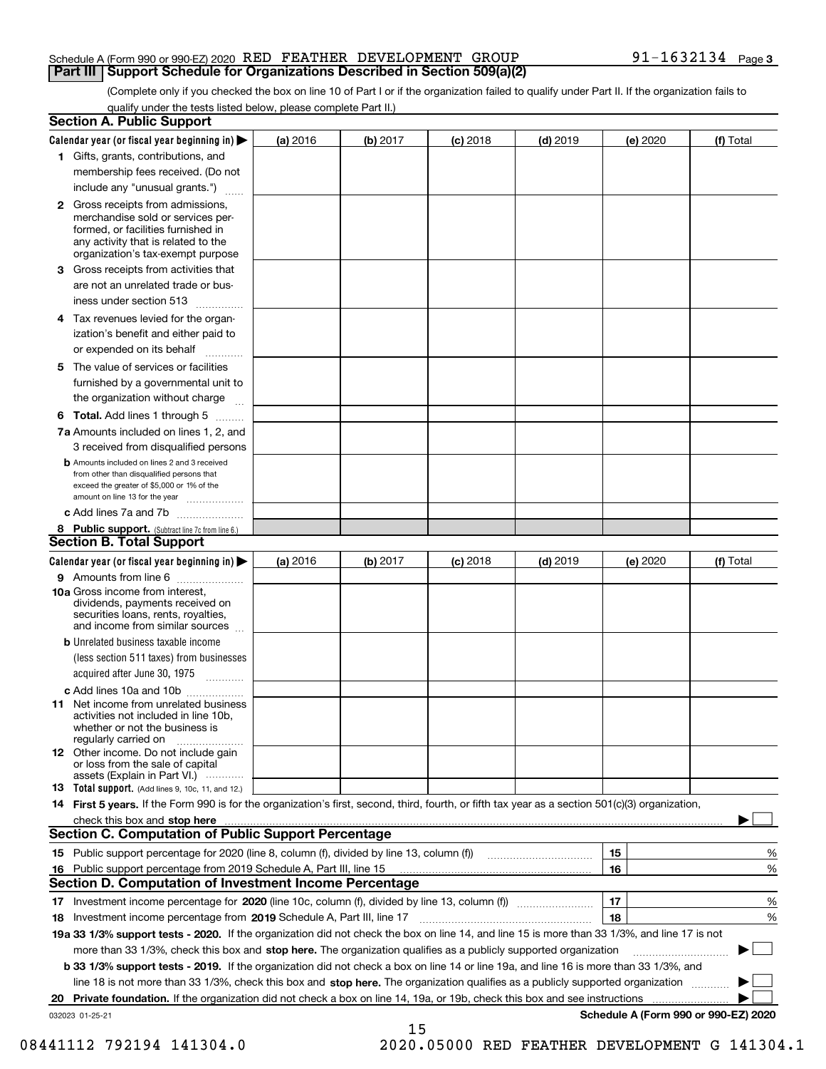Schedule A (Form 990 or 990-EZ) 2020 RED FEATHER DEVELOPMENT GROUP 91-1632134 Page 3

## Part III Support Schedule for Organizations Described in Section 509(a)(2)

(Complete only if you checked the box on line 10 of Part I or if the organization failed to qualify under Part II. If the organization fails to qualify under the tests listed below, please complete Part II.)

### Section A. Public Support

| Calendar year (or fiscal year beginning in) ▶ | (a) 2016 | (b) 2017 | (c) 2018 | (d) 2019 | (e) 2020 | (f) Total |
|---|---|---|---|---|---|---|
| 1 Gifts, grants, contributions, and membership fees received. (Do not include any "unusual grants.") | | | | | | |
| 2 Gross receipts from admissions, merchandise sold or services performed, or facilities furnished in any activity that is related to the organization's tax-exempt purpose | | | | | | |
| 3 Gross receipts from activities that are not an unrelated trade or business under section 513 | | | | | | |
| 4 Tax revenues levied for the organization's benefit and either paid to or expended on its behalf | | | | | | |
| 5 The value of services or facilities furnished by a governmental unit to the organization without charge | | | | | | |
| 6 **Total.** Add lines 1 through 5 | | | | | | |
| 7a Amounts included on lines 1, 2, and 3 received from disqualified persons | | | | | | |
| b Amounts included on lines 2 and 3 received from other than disqualified persons that exceed the greater of $5,000 or 1% of the amount on line 13 for the year | | | | | | |
| c Add lines 7a and 7b | | | | | | |
| 8 **Public support.** (Subtract line 7c from line 6.) | | | | | | |

### Section B. Total Support

| Calendar year (or fiscal year beginning in) ▶ | (a) 2016 | (b) 2017 | (c) 2018 | (d) 2019 | (e) 2020 | (f) Total |
|---|---|---|---|---|---|---|
| 9 Amounts from line 6 | | | | | | |
| 10a Gross income from interest, dividends, payments received on securities loans, rents, royalties, and income from similar sources | | | | | | |
| b Unrelated business taxable income (less section 511 taxes) from businesses acquired after June 30, 1975 | | | | | | |
| c Add lines 10a and 10b | | | | | | |
| 11 Net income from unrelated business activities not included in line 10b, whether or not the business is regularly carried on | | | | | | |
| 12 Other income. Do not include gain or loss from the sale of capital assets (Explain in Part VI.) | | | | | | |
| 13 **Total support.** (Add lines 9, 10c, 11, and 12.) | | | | | | |

14 **First 5 years.** If the Form 990 is for the organization's first, second, third, fourth, or fifth tax year as a section 501(c)(3) organization, check this box and **stop here** ▶ ☐

### Section C. Computation of Public Support Percentage

| | | | |
|---|---|---|---|
| 15 | Public support percentage for 2020 (line 8, column (f), divided by line 13, column (f)) | 15 | % |
| 16 | Public support percentage from 2019 Schedule A, Part III, line 15 | 16 | % |

### Section D. Computation of Investment Income Percentage

| | | | |
|---|---|---|---|
| 17 | Investment income percentage for **2020** (line 10c, column (f), divided by line 13, column (f)) | 17 | % |
| 18 | Investment income percentage from **2019** Schedule A, Part III, line 17 | 18 | % |

**19a 33 1/3% support tests - 2020.** If the organization did not check the box on line 14, and line 15 is more than 33 1/3%, and line 17 is not more than 33 1/3%, check this box and **stop here.** The organization qualifies as a publicly supported organization ▶ ☐

**b 33 1/3% support tests - 2019.** If the organization did not check a box on line 14 or line 19a, and line 16 is more than 33 1/3%, and line 18 is not more than 33 1/3%, check this box and **stop here.** The organization qualifies as a publicly supported organization ▶ ☐

**20 Private foundation.** If the organization did not check a box on line 14, 19a, or 19b, check this box and see instructions ▶ ☐

032023 01-25-21 **Schedule A (Form 990 or 990-EZ) 2020**

08441112 792194 141304.0 2020.05000 RED FEATHER DEVELOPMENT G 141304.1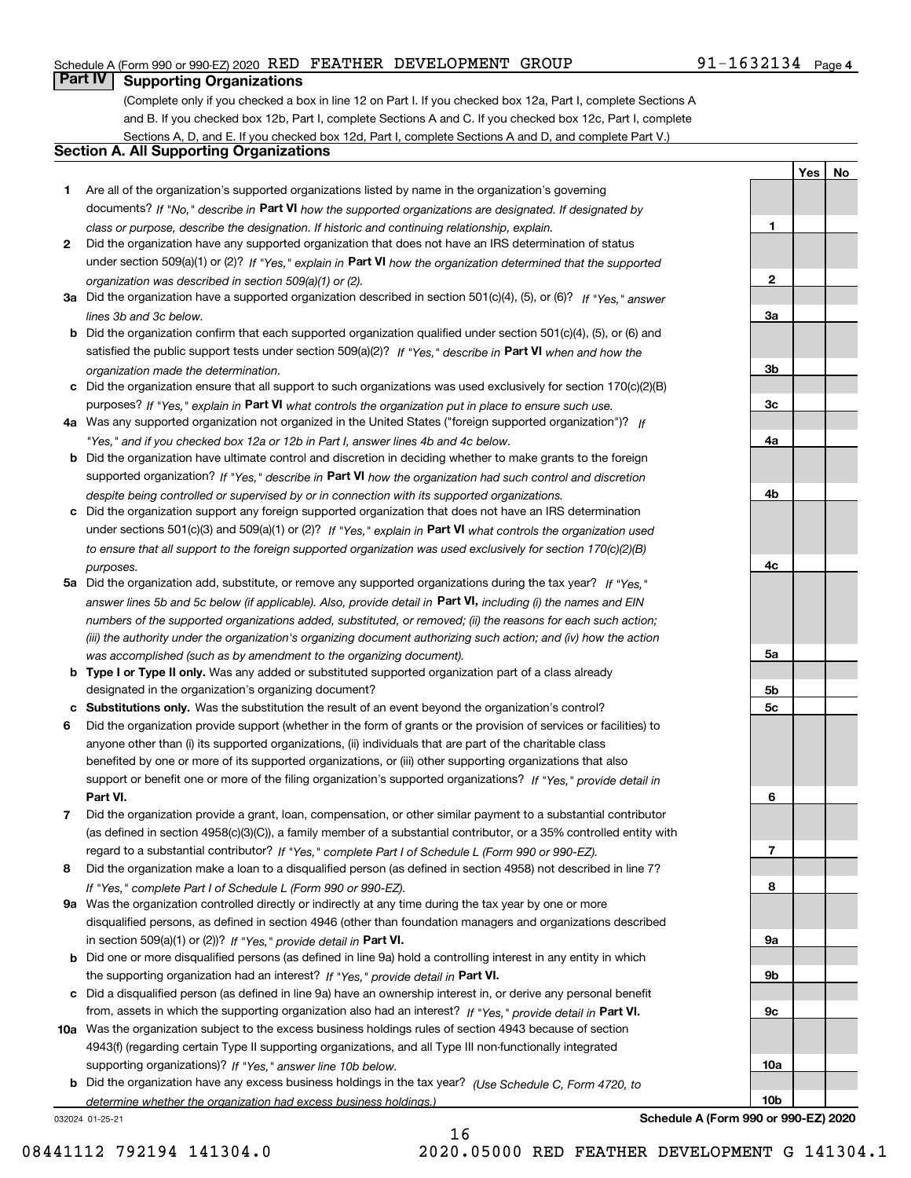Schedule A (Form 990 or 990-EZ) 2020 RED FEATHER DEVELOPMENT GROUP 91-1632134 Page 4

## Part IV Supporting Organizations

(Complete only if you checked a box in line 12 on Part I. If you checked box 12a, Part I, complete Sections A and B. If you checked box 12b, Part I, complete Sections A and C. If you checked box 12c, Part I, complete Sections A, D, and E. If you checked box 12d, Part I, complete Sections A and D, and complete Part V.)

### Section A. All Supporting Organizations

| | | | Yes | No |
|---|---|---|---|---|
| 1 | Are all of the organization's supported organizations listed by name in the organization's governing documents? *If "No," describe in* **Part VI** *how the supported organizations are designated. If designated by class or purpose, describe the designation. If historic and continuing relationship, explain.* | 1 | | |
| 2 | Did the organization have any supported organization that does not have an IRS determination of status under section 509(a)(1) or (2)? *If "Yes," explain in* **Part VI** *how the organization determined that the supported organization was described in section 509(a)(1) or (2).* | 2 | | |
| 3a | Did the organization have a supported organization described in section 501(c)(4), (5), or (6)? *If "Yes," answer lines 3b and 3c below.* | 3a | | |
| b | Did the organization confirm that each supported organization qualified under section 501(c)(4), (5), or (6) and satisfied the public support tests under section 509(a)(2)? *If "Yes," describe in* **Part VI** *when and how the organization made the determination.* | 3b | | |
| c | Did the organization ensure that all support to such organizations was used exclusively for section 170(c)(2)(B) purposes? *If "Yes," explain in* **Part VI** *what controls the organization put in place to ensure such use.* | 3c | | |
| 4a | Was any supported organization not organized in the United States ("foreign supported organization")? *If "Yes," and if you checked box 12a or 12b in Part I, answer lines 4b and 4c below.* | 4a | | |
| b | Did the organization have ultimate control and discretion in deciding whether to make grants to the foreign supported organization? *If "Yes," describe in* **Part VI** *how the organization had such control and discretion despite being controlled or supervised by or in connection with its supported organizations.* | 4b | | |
| c | Did the organization support any foreign supported organization that does not have an IRS determination under sections 501(c)(3) and 509(a)(1) or (2)? *If "Yes," explain in* **Part VI** *what controls the organization used to ensure that all support to the foreign supported organization was used exclusively for section 170(c)(2)(B) purposes.* | 4c | | |
| 5a | Did the organization add, substitute, or remove any supported organizations during the tax year? *If "Yes," answer lines 5b and 5c below (if applicable). Also, provide detail in* **Part VI,** *including (i) the names and EIN numbers of the supported organizations added, substituted, or removed; (ii) the reasons for each such action; (iii) the authority under the organization's organizing document authorizing such action; and (iv) how the action was accomplished (such as by amendment to the organizing document).* | 5a | | |
| b | **Type I or Type II only.** Was any added or substituted supported organization part of a class already designated in the organization's organizing document? | 5b | | |
| c | **Substitutions only.** Was the substitution the result of an event beyond the organization's control? | 5c | | |
| 6 | Did the organization provide support (whether in the form of grants or the provision of services or facilities) to anyone other than (i) its supported organizations, (ii) individuals that are part of the charitable class benefited by one or more of its supported organizations, or (iii) other supporting organizations that also support or benefit one or more of the filing organization's supported organizations? *If "Yes," provide detail in* **Part VI.** | 6 | | |
| 7 | Did the organization provide a grant, loan, compensation, or other similar payment to a substantial contributor (as defined in section 4958(c)(3)(C)), a family member of a substantial contributor, or a 35% controlled entity with regard to a substantial contributor? *If "Yes," complete Part I of Schedule L (Form 990 or 990-EZ).* | 7 | | |
| 8 | Did the organization make a loan to a disqualified person (as defined in section 4958) not described in line 7? *If "Yes," complete Part I of Schedule L (Form 990 or 990-EZ).* | 8 | | |
| 9a | Was the organization controlled directly or indirectly at any time during the tax year by one or more disqualified persons, as defined in section 4946 (other than foundation managers and organizations described in section 509(a)(1) or (2))? *If "Yes," provide detail in* **Part VI.** | 9a | | |
| b | Did one or more disqualified persons (as defined in line 9a) hold a controlling interest in any entity in which the supporting organization had an interest? *If "Yes," provide detail in* **Part VI.** | 9b | | |
| c | Did a disqualified person (as defined in line 9a) have an ownership interest in, or derive any personal benefit from, assets in which the supporting organization also had an interest? *If "Yes," provide detail in* **Part VI.** | 9c | | |
| 10a | Was the organization subject to the excess business holdings rules of section 4943 because of section 4943(f) (regarding certain Type II supporting organizations, and all Type III non-functionally integrated supporting organizations)? *If "Yes," answer line 10b below.* | 10a | | |
| b | Did the organization have any excess business holdings in the tax year? *(Use Schedule C, Form 4720, to determine whether the organization had excess business holdings.)* | 10b | | |

032024 01-25-21 **Schedule A (Form 990 or 990-EZ) 2020**

08441112 792194 141304.0 2020.05000 RED FEATHER DEVELOPMENT G 141304.1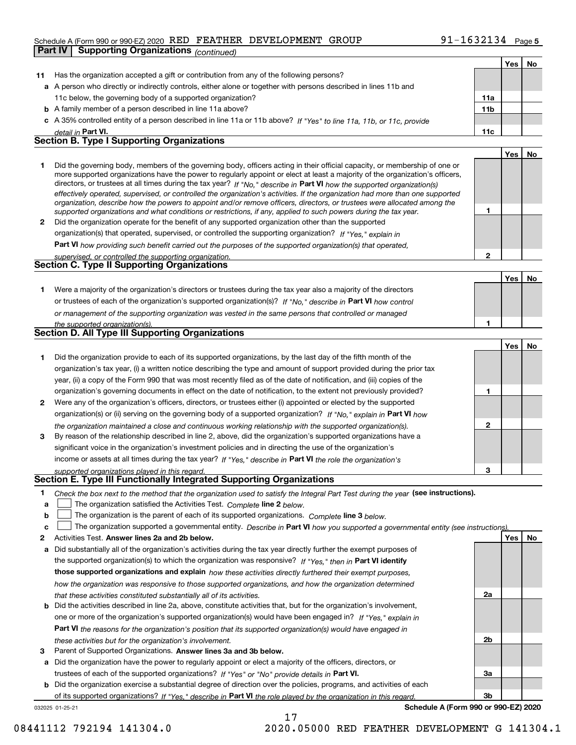Schedule A (Form 990 or 990-EZ) 2020 RED FEATHER DEVELOPMENT GROUP 91-1632134

**Part IV | Supporting Organizations** *(continued)*

| | | | Yes | No |
|---|---|---|---|---|
| **11** | Has the organization accepted a gift or contribution from any of the following persons? | | | |
| **a** | A person who directly or indirectly controls, either alone or together with persons described in lines 11b and 11c below, the governing body of a supported organization? | **11a** | | |
| **b** | A family member of a person described in line 11a above? | **11b** | | |
| **c** | A 35% controlled entity of a person described in line 11a or 11b above? *If "Yes" to line 11a, 11b, or 11c, provide detail in* **Part VI.** | **11c** | | |

## Section B. Type I Supporting Organizations

| | | | Yes | No |
|---|---|---|---|---|
| **1** | Did the governing body, members of the governing body, officers acting in their official capacity, or membership of one or more supported organizations have the power to regularly appoint or elect at least a majority of the organization's officers, directors, or trustees at all times during the tax year? *If "No," describe in* **Part VI** *how the supported organization(s) effectively operated, supervised, or controlled the organization's activities. If the organization had more than one supported organization, describe how the powers to appoint and/or remove officers, directors, or trustees were allocated among the supported organizations and what conditions or restrictions, if any, applied to such powers during the tax year.* | **1** | | |
| **2** | Did the organization operate for the benefit of any supported organization other than the supported organization(s) that operated, supervised, or controlled the supporting organization? *If "Yes," explain in* **Part VI** *how providing such benefit carried out the purposes of the supported organization(s) that operated, supervised, or controlled the supporting organization.* | **2** | | |

## Section C. Type II Supporting Organizations

| | | | Yes | No |
|---|---|---|---|---|
| **1** | Were a majority of the organization's directors or trustees during the tax year also a majority of the directors or trustees of each of the organization's supported organization(s)? *If "No," describe in* **Part VI** *how control or management of the supporting organization was vested in the same persons that controlled or managed the supported organization(s).* | **1** | | |

## Section D. All Type III Supporting Organizations

| | | | Yes | No |
|---|---|---|---|---|
| **1** | Did the organization provide to each of its supported organizations, by the last day of the fifth month of the organization's tax year, (i) a written notice describing the type and amount of support provided during the prior tax year, (ii) a copy of the Form 990 that was most recently filed as of the date of notification, and (iii) copies of the organization's governing documents in effect on the date of notification, to the extent not previously provided? | **1** | | |
| **2** | Were any of the organization's officers, directors, or trustees either (i) appointed or elected by the supported organization(s) or (ii) serving on the governing body of a supported organization? *If "No," explain in* **Part VI** *how the organization maintained a close and continuous working relationship with the supported organization(s).* | **2** | | |
| **3** | By reason of the relationship described in line 2, above, did the organization's supported organizations have a significant voice in the organization's investment policies and in directing the use of the organization's income or assets at all times during the tax year? *If "Yes," describe in* **Part VI** *the role the organization's supported organizations played in this regard.* | **3** | | |

## Section E. Type III Functionally Integrated Supporting Organizations

**1** *Check the box next to the method that the organization used to satisfy the Integral Part Test during the year* **(see instructions).**

- **a** ☐ The organization satisfied the Activities Test. *Complete* **line 2** *below.*
- **b** ☐ The organization is the parent of each of its supported organizations. *Complete* **line 3** *below.*
- **c** ☐ The organization supported a governmental entity. *Describe in* **Part VI** *how you supported a governmental entity (see instructions).*

| | | | Yes | No |
|---|---|---|---|---|
| **2** | Activities Test. **Answer lines 2a and 2b below.** | | | |
| **a** | Did substantially all of the organization's activities during the tax year directly further the exempt purposes of the supported organization(s) to which the organization was responsive? *If "Yes," then in* **Part VI identify those supported organizations and explain** *how these activities directly furthered their exempt purposes, how the organization was responsive to those supported organizations, and how the organization determined that these activities constituted substantially all of its activities.* | **2a** | | |
| **b** | Did the activities described in line 2a, above, constitute activities that, but for the organization's involvement, one or more of the organization's supported organization(s) would have been engaged in? *If "Yes," explain in* **Part VI** *the reasons for the organization's position that its supported organization(s) would have engaged in these activities but for the organization's involvement.* | **2b** | | |
| **3** | Parent of Supported Organizations. **Answer lines 3a and 3b below.** | | | |
| **a** | Did the organization have the power to regularly appoint or elect a majority of the officers, directors, or trustees of each of the supported organizations? *If "Yes" or "No" provide details in* **Part VI.** | **3a** | | |
| **b** | Did the organization exercise a substantial degree of direction over the policies, programs, and activities of each of its supported organizations? *If "Yes," describe in* **Part VI** *the role played by the organization in this regard.* | **3b** | | |

032025 01-25-21 **Schedule A (Form 990 or 990-EZ) 2020**

08441112 792194 141304.0 2020.05000 RED FEATHER DEVELOPMENT G 141304.1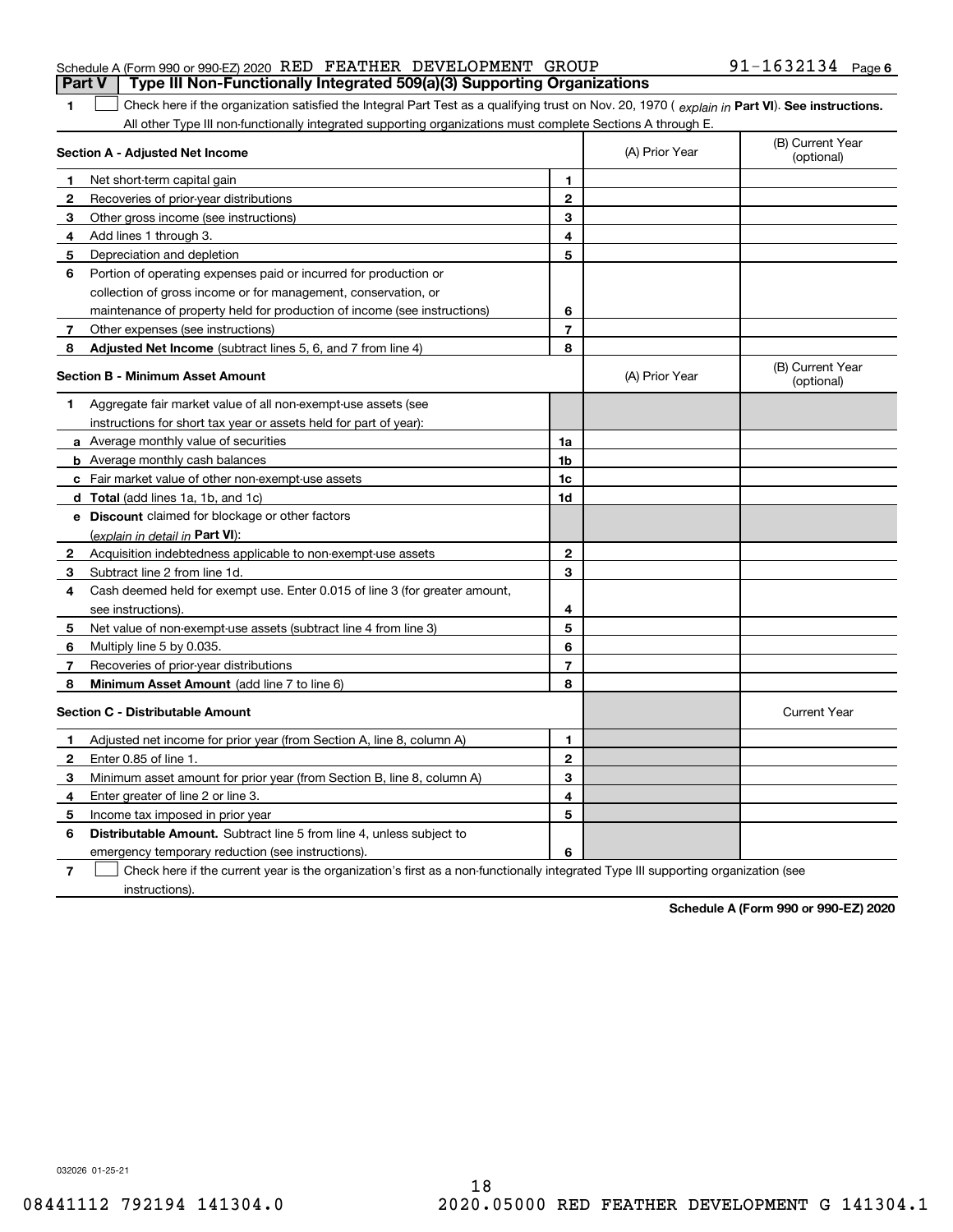Schedule A (Form 990 or 990-EZ) 2020 RED FEATHER DEVELOPMENT GROUP 91-1632134 Page 6

## Part V | Type III Non-Functionally Integrated 509(a)(3) Supporting Organizations

**1** ☐ Check here if the organization satisfied the Integral Part Test as a qualifying trust on Nov. 20, 1970 ( *explain in* **Part VI**). **See instructions.** All other Type III non-functionally integrated supporting organizations must complete Sections A through E.

| **Section A - Adjusted Net Income** | | (A) Prior Year | (B) Current Year (optional) |
|---|---|---|---|
| **1** Net short-term capital gain | **1** | | |
| **2** Recoveries of prior-year distributions | **2** | | |
| **3** Other gross income (see instructions) | **3** | | |
| **4** Add lines 1 through 3. | **4** | | |
| **5** Depreciation and depletion | **5** | | |
| **6** Portion of operating expenses paid or incurred for production or collection of gross income or for management, conservation, or maintenance of property held for production of income (see instructions) | **6** | | |
| **7** Other expenses (see instructions) | **7** | | |
| **8** **Adjusted Net Income** (subtract lines 5, 6, and 7 from line 4) | **8** | | |

| **Section B - Minimum Asset Amount** | | (A) Prior Year | (B) Current Year (optional) |
|---|---|---|---|
| **1** Aggregate fair market value of all non-exempt-use assets (see instructions for short tax year or assets held for part of year): | | | |
| **a** Average monthly value of securities | **1a** | | |
| **b** Average monthly cash balances | **1b** | | |
| **c** Fair market value of other non-exempt-use assets | **1c** | | |
| **d** **Total** (add lines 1a, 1b, and 1c) | **1d** | | |
| **e** **Discount** claimed for blockage or other factors (*explain in detail in* **Part VI**): | | | |
| **2** Acquisition indebtedness applicable to non-exempt-use assets | **2** | | |
| **3** Subtract line 2 from line 1d. | **3** | | |
| **4** Cash deemed held for exempt use. Enter 0.015 of line 3 (for greater amount, see instructions). | **4** | | |
| **5** Net value of non-exempt-use assets (subtract line 4 from line 3) | **5** | | |
| **6** Multiply line 5 by 0.035. | **6** | | |
| **7** Recoveries of prior-year distributions | **7** | | |
| **8** **Minimum Asset Amount** (add line 7 to line 6) | **8** | | |

| **Section C - Distributable Amount** | | | Current Year |
|---|---|---|---|
| **1** Adjusted net income for prior year (from Section A, line 8, column A) | **1** | | |
| **2** Enter 0.85 of line 1. | **2** | | |
| **3** Minimum asset amount for prior year (from Section B, line 8, column A) | **3** | | |
| **4** Enter greater of line 2 or line 3. | **4** | | |
| **5** Income tax imposed in prior year | **5** | | |
| **6** **Distributable Amount.** Subtract line 5 from line 4, unless subject to emergency temporary reduction (see instructions). | **6** | | |

**7** ☐ Check here if the current year is the organization's first as a non-functionally integrated Type III supporting organization (see instructions).

**Schedule A (Form 990 or 990-EZ) 2020**

032026 01-25-21

08441112 792194 141304.0 2020.05000 RED FEATHER DEVELOPMENT G 141304.1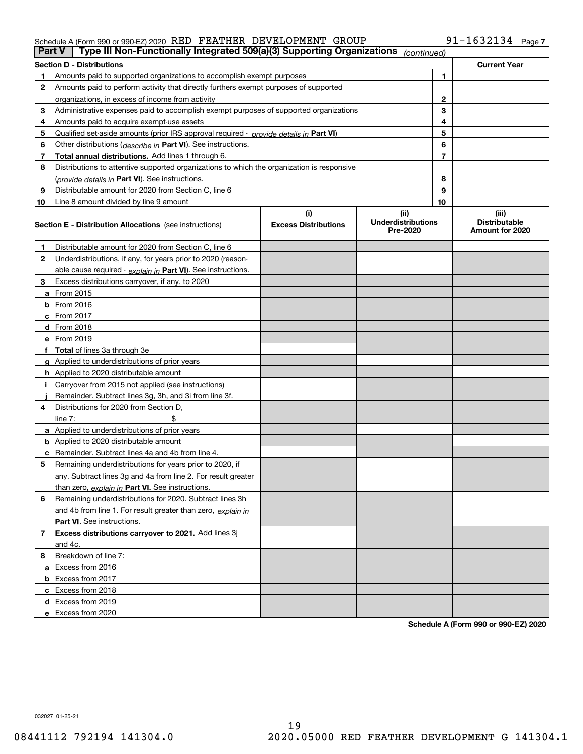Schedule A (Form 990 or 990-EZ) 2020 RED FEATHER DEVELOPMENT GROUP 91-1632134 Page 7

**Part V | Type III Non-Functionally Integrated 509(a)(3) Supporting Organizations** *(continued)*

| **Section D - Distributions** | | | **Current Year** |
|---|---|---|---|
| 1 | Amounts paid to supported organizations to accomplish exempt purposes | 1 | |
| 2 | Amounts paid to perform activity that directly furthers exempt purposes of supported organizations, in excess of income from activity | 2 | |
| 3 | Administrative expenses paid to accomplish exempt purposes of supported organizations | 3 | |
| 4 | Amounts paid to acquire exempt-use assets | 4 | |
| 5 | Qualified set-aside amounts (prior IRS approval required - *provide details in* **Part VI**) | 5 | |
| 6 | Other distributions (*describe in* **Part VI**). See instructions. | 6 | |
| 7 | **Total annual distributions.** Add lines 1 through 6. | 7 | |
| 8 | Distributions to attentive supported organizations to which the organization is responsive (*provide details in* **Part VI**). See instructions. | 8 | |
| 9 | Distributable amount for 2020 from Section C, line 6 | 9 | |
| 10 | Line 8 amount divided by line 9 amount | 10 | |

| **Section E - Distribution Allocations** (see instructions) | (i) Excess Distributions | (ii) Underdistributions Pre-2020 | (iii) Distributable Amount for 2020 |
|---|---|---|---|
| **1** Distributable amount for 2020 from Section C, line 6 | | | |
| **2** Underdistributions, if any, for years prior to 2020 (reasonable cause required - *explain in* **Part VI**). See instructions. | | | |
| **3** Excess distributions carryover, if any, to 2020 | | | |
| **a** From 2015 | | | |
| **b** From 2016 | | | |
| **c** From 2017 | | | |
| **d** From 2018 | | | |
| **e** From 2019 | | | |
| **f** **Total** of lines 3a through 3e | | | |
| **g** Applied to underdistributions of prior years | | | |
| **h** Applied to 2020 distributable amount | | | |
| **i** Carryover from 2015 not applied (see instructions) | | | |
| **j** Remainder. Subtract lines 3g, 3h, and 3i from line 3f. | | | |
| **4** Distributions for 2020 from Section D, line 7: $ | | | |
| **a** Applied to underdistributions of prior years | | | |
| **b** Applied to 2020 distributable amount | | | |
| **c** Remainder. Subtract lines 4a and 4b from line 4. | | | |
| **5** Remaining underdistributions for years prior to 2020, if any. Subtract lines 3g and 4a from line 2. For result greater than zero, *explain in* **Part VI.** See instructions. | | | |
| **6** Remaining underdistributions for 2020. Subtract lines 3h and 4b from line 1. For result greater than zero, *explain in* **Part VI**. See instructions. | | | |
| **7** **Excess distributions carryover to 2021.** Add lines 3j and 4c. | | | |
| **8** Breakdown of line 7: | | | |
| **a** Excess from 2016 | | | |
| **b** Excess from 2017 | | | |
| **c** Excess from 2018 | | | |
| **d** Excess from 2019 | | | |
| **e** Excess from 2020 | | | |

**Schedule A (Form 990 or 990-EZ) 2020**

032027 01-25-21

08441112 792194 141304.0 2020.05000 RED FEATHER DEVELOPMENT G 141304.1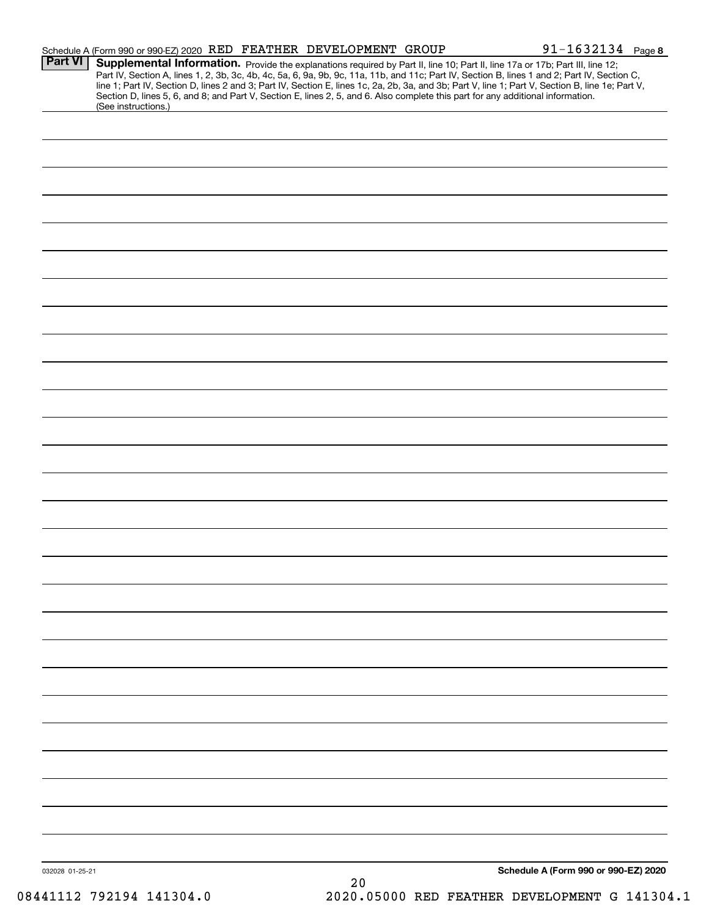Schedule A (Form 990 or 990-EZ) 2020 RED FEATHER DEVELOPMENT GROUP 91-1632134 Page 8

**Part VI** **Supplemental Information.** Provide the explanations required by Part II, line 10; Part II, line 17a or 17b; Part III, line 12; Part IV, Section A, lines 1, 2, 3b, 3c, 4b, 4c, 5a, 6, 9a, 9b, 9c, 11a, 11b, and 11c; Part IV, Section B, lines 1 and 2; Part IV, Section C, line 1; Part IV, Section D, lines 2 and 3; Part IV, Section E, lines 1c, 2a, 2b, 3a, and 3b; Part V, line 1; Part V, Section B, line 1e; Part V, Section D, lines 5, 6, and 8; and Part V, Section E, lines 2, 5, and 6. Also complete this part for any additional information. (See instructions.)

032028 01-25-21

**Schedule A (Form 990 or 990-EZ) 2020**

08441112 792194 141304.0 2020.05000 RED FEATHER DEVELOPMENT G 141304.1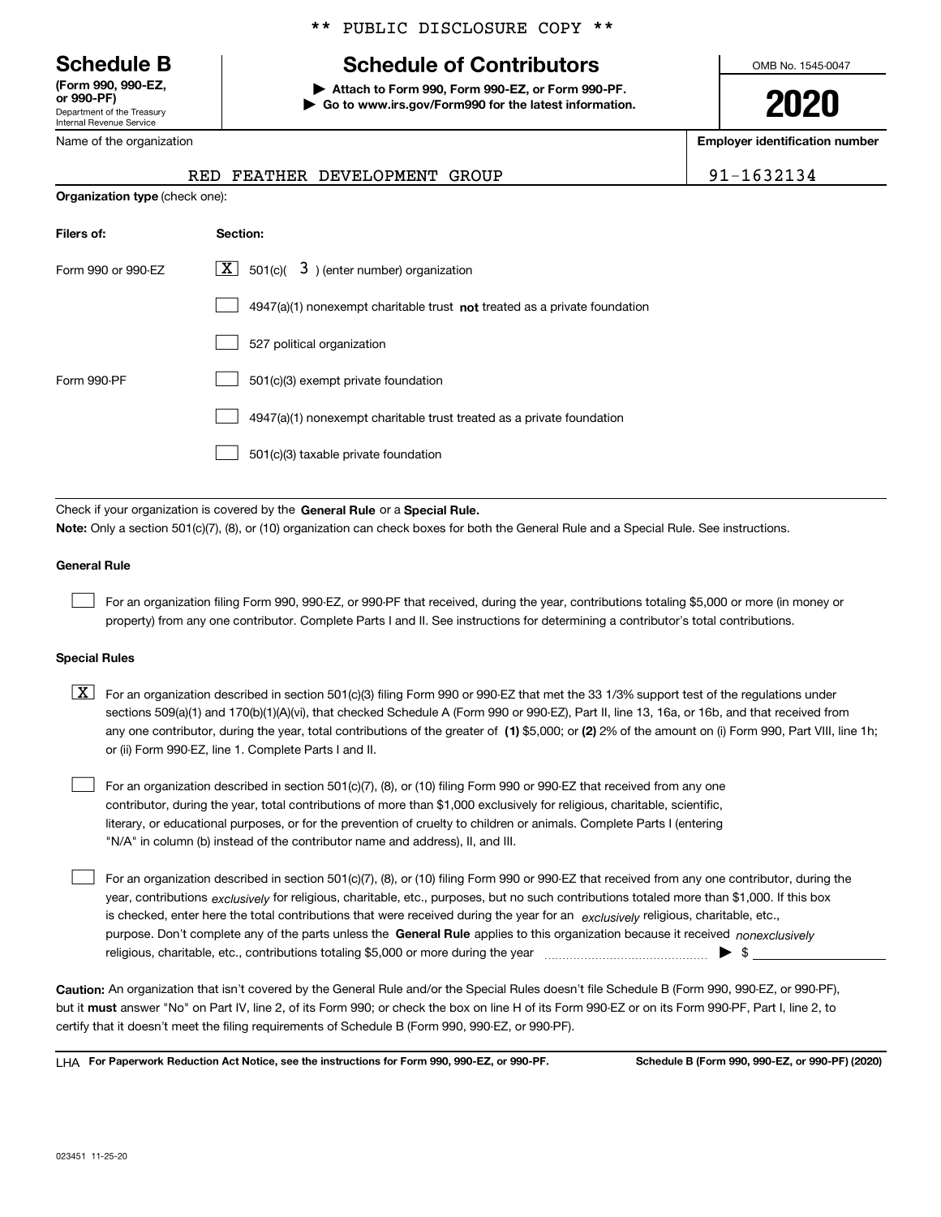** PUBLIC DISCLOSURE COPY **

# Schedule B

**(Form 990, 990-EZ, or 990-PF)**
Department of the Treasury
Internal Revenue Service

## Schedule of Contributors

▶ **Attach to Form 990, Form 990-EZ, or Form 990-PF.**
▶ **Go to www.irs.gov/Form990 for the latest information.**

OMB No. 1545-0047

**2020**

Name of the organization: RED FEATHER DEVELOPMENT GROUP

**Employer identification number:** 91-1632134

**Organization type** (check one):

| **Filers of:** | **Section:** |
|---|---|
| Form 990 or 990-EZ | [X] 501(c)( 3 ) (enter number) organization |
| | [ ] 4947(a)(1) nonexempt charitable trust **not** treated as a private foundation |
| | [ ] 527 political organization |
| Form 990-PF | [ ] 501(c)(3) exempt private foundation |
| | [ ] 4947(a)(1) nonexempt charitable trust treated as a private foundation |
| | [ ] 501(c)(3) taxable private foundation |

Check if your organization is covered by the **General Rule** or a **Special Rule.**

**Note:** Only a section 501(c)(7), (8), or (10) organization can check boxes for both the General Rule and a Special Rule. See instructions.

**General Rule**

[ ] For an organization filing Form 990, 990-EZ, or 990-PF that received, during the year, contributions totaling $5,000 or more (in money or property) from any one contributor. Complete Parts I and II. See instructions for determining a contributor's total contributions.

**Special Rules**

[X] For an organization described in section 501(c)(3) filing Form 990 or 990-EZ that met the 33 1/3% support test of the regulations under sections 509(a)(1) and 170(b)(1)(A)(vi), that checked Schedule A (Form 990 or 990-EZ), Part II, line 13, 16a, or 16b, and that received from any one contributor, during the year, total contributions of the greater of **(1)** $5,000; or **(2)** 2% of the amount on (i) Form 990, Part VIII, line 1h; or (ii) Form 990-EZ, line 1. Complete Parts I and II.

[ ] For an organization described in section 501(c)(7), (8), or (10) filing Form 990 or 990-EZ that received from any one contributor, during the year, total contributions of more than $1,000 exclusively for religious, charitable, scientific, literary, or educational purposes, or for the prevention of cruelty to children or animals. Complete Parts I (entering "N/A" in column (b) instead of the contributor name and address), II, and III.

[ ] For an organization described in section 501(c)(7), (8), or (10) filing Form 990 or 990-EZ that received from any one contributor, during the year, contributions *exclusively* for religious, charitable, etc., purposes, but no such contributions totaled more than $1,000. If this box is checked, enter here the total contributions that were received during the year for an *exclusively* religious, charitable, etc., purpose. Don't complete any of the parts unless the **General Rule** applies to this organization because it received *nonexclusively* religious, charitable, etc., contributions totaling $5,000 or more during the year ▶ $ ____________

**Caution:** An organization that isn't covered by the General Rule and/or the Special Rules doesn't file Schedule B (Form 990, 990-EZ, or 990-PF), but it **must** answer "No" on Part IV, line 2, of its Form 990; or check the box on line H of its Form 990-EZ or on its Form 990-PF, Part I, line 2, to certify that it doesn't meet the filing requirements of Schedule B (Form 990, 990-EZ, or 990-PF).

LHA **For Paperwork Reduction Act Notice, see the instructions for Form 990, 990-EZ, or 990-PF.** **Schedule B (Form 990, 990-EZ, or 990-PF) (2020)**

023451 11-25-20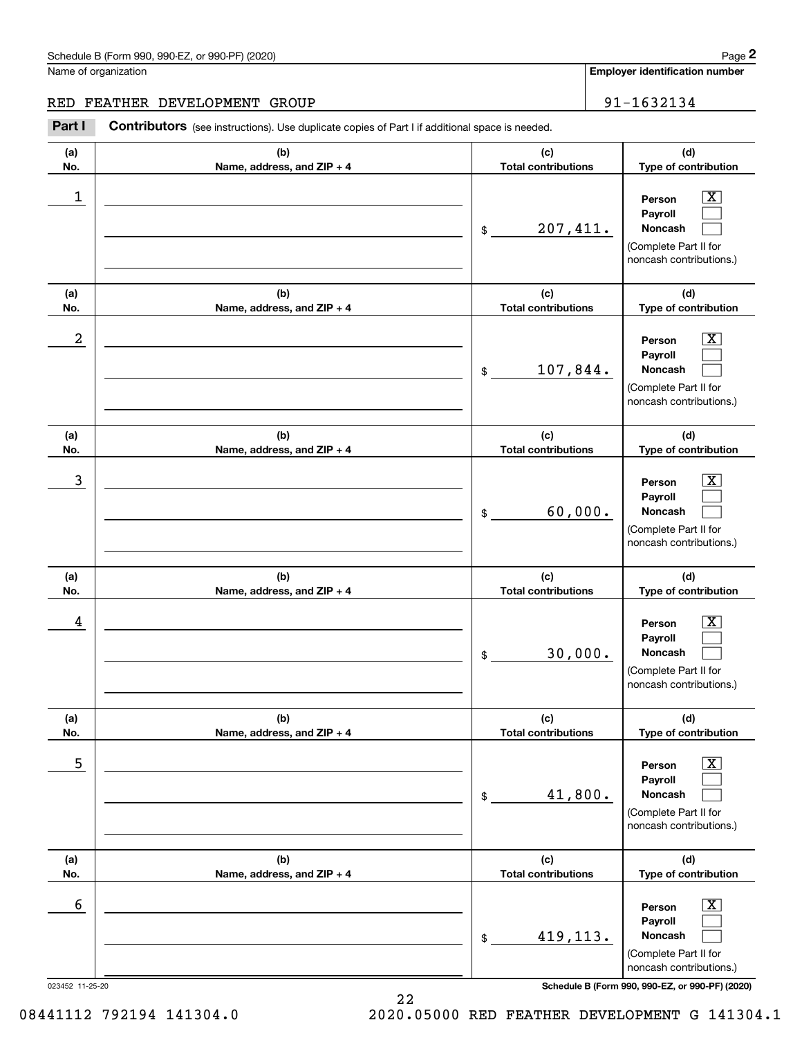Schedule B (Form 990, 990-EZ, or 990-PF) (2020)

Name of organization: RED FEATHER DEVELOPMENT GROUP

**Employer identification number:** 91-1632134

**Part I — Contributors** (see instructions). Use duplicate copies of Part I if additional space is needed.

| (a) No. | (b) Name, address, and ZIP + 4 | (c) Total contributions | (d) Type of contribution |
|---|---|---|---|
| 1 | | $ 207,411. | Person [X] Payroll [ ] Noncash [ ] (Complete Part II for noncash contributions.) |
| 2 | | $ 107,844. | Person [X] Payroll [ ] Noncash [ ] (Complete Part II for noncash contributions.) |
| 3 | | $ 60,000. | Person [X] Payroll [ ] Noncash [ ] (Complete Part II for noncash contributions.) |
| 4 | | $ 30,000. | Person [X] Payroll [ ] Noncash [ ] (Complete Part II for noncash contributions.) |
| 5 | | $ 41,800. | Person [X] Payroll [ ] Noncash [ ] (Complete Part II for noncash contributions.) |
| 6 | | $ 419,113. | Person [X] Payroll [ ] Noncash [ ] (Complete Part II for noncash contributions.) |

023452 11-25-20

08441112 792194 141304.0 2020.05000 RED FEATHER DEVELOPMENT G 141304.1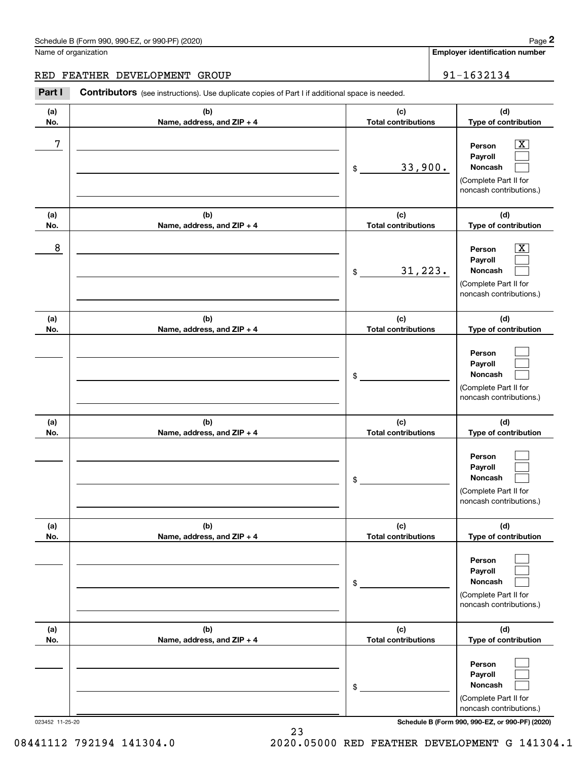Schedule B (Form 990, 990-EZ, or 990-PF) (2020)

Name of organization: RED FEATHER DEVELOPMENT GROUP

Employer identification number: 91-1632134

**Part I** **Contributors** (see instructions). Use duplicate copies of Part I if additional space is needed.

| (a) No. | (b) Name, address, and ZIP + 4 | (c) Total contributions | (d) Type of contribution |
|---|---|---|---|
| 7 | | $ 33,900. | Person [X] Payroll [ ] Noncash [ ] (Complete Part II for noncash contributions.) |
| 8 | | $ 31,223. | Person [X] Payroll [ ] Noncash [ ] (Complete Part II for noncash contributions.) |
| | | $ | Person [ ] Payroll [ ] Noncash [ ] (Complete Part II for noncash contributions.) |
| | | $ | Person [ ] Payroll [ ] Noncash [ ] (Complete Part II for noncash contributions.) |
| | | $ | Person [ ] Payroll [ ] Noncash [ ] (Complete Part II for noncash contributions.) |
| | | $ | Person [ ] Payroll [ ] Noncash [ ] (Complete Part II for noncash contributions.) |

023452 11-25-20

Schedule B (Form 990, 990-EZ, or 990-PF) (2020)

08441112 792194 141304.0 2020.05000 RED FEATHER DEVELOPMENT G 141304.1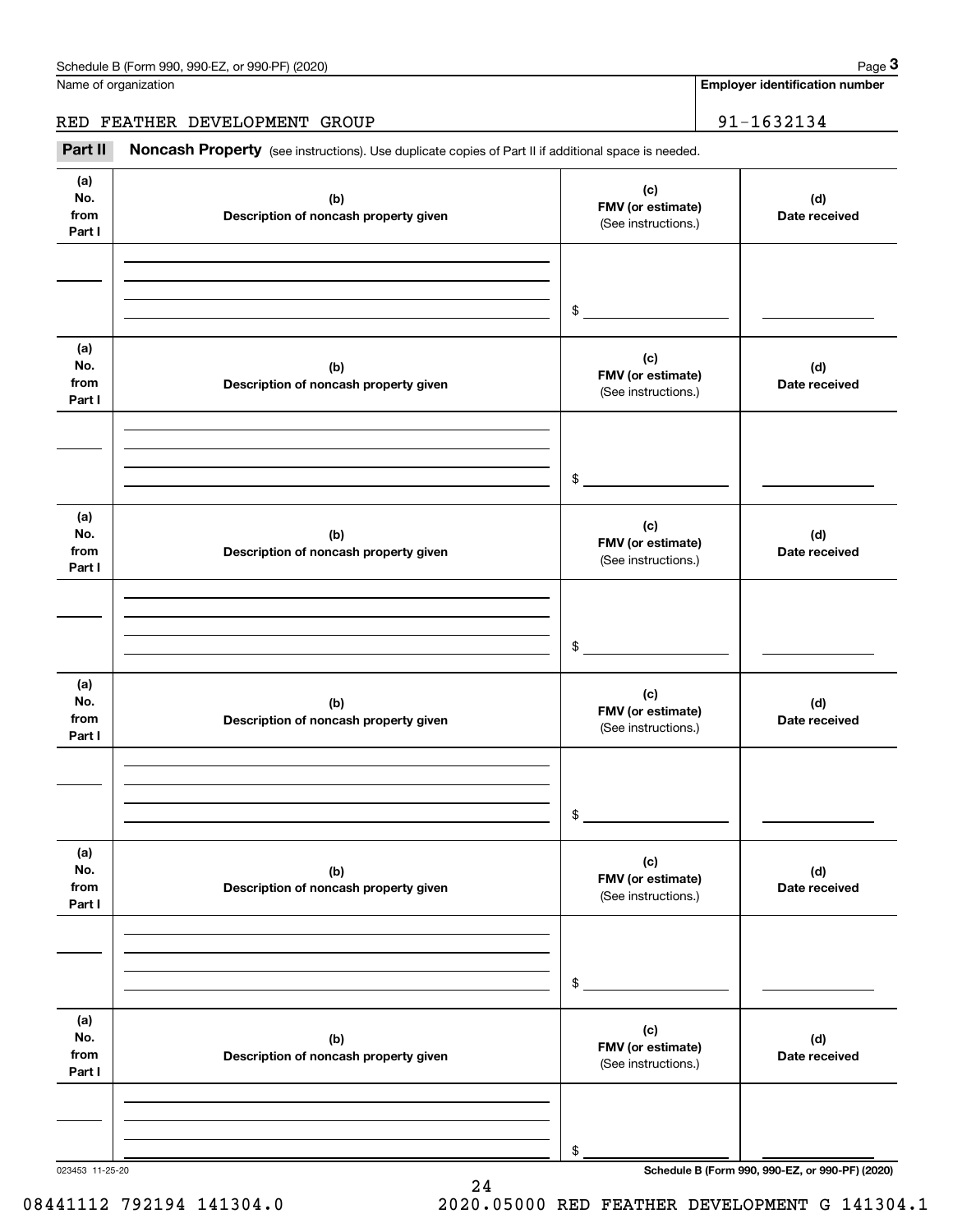Name of organization

RED FEATHER DEVELOPMENT GROUP

**Employer identification number**

91-1632134

**Part II** **Noncash Property** (see instructions). Use duplicate copies of Part II if additional space is needed.

| (a) No. from Part I | (b) Description of noncash property given | (c) FMV (or estimate) (See instructions.) | (d) Date received |
|---|---|---|---|
| | | $ | |

| (a) No. from Part I | (b) Description of noncash property given | (c) FMV (or estimate) (See instructions.) | (d) Date received |
|---|---|---|---|
| | | $ | |

| (a) No. from Part I | (b) Description of noncash property given | (c) FMV (or estimate) (See instructions.) | (d) Date received |
|---|---|---|---|
| | | $ | |

| (a) No. from Part I | (b) Description of noncash property given | (c) FMV (or estimate) (See instructions.) | (d) Date received |
|---|---|---|---|
| | | $ | |

| (a) No. from Part I | (b) Description of noncash property given | (c) FMV (or estimate) (See instructions.) | (d) Date received |
|---|---|---|---|
| | | $ | |

| (a) No. from Part I | (b) Description of noncash property given | (c) FMV (or estimate) (See instructions.) | (d) Date received |
|---|---|---|---|
| | | $ | |

023453 11-25-20

08441112 792194 141304.0 2020.05000 RED FEATHER DEVELOPMENT G 141304.1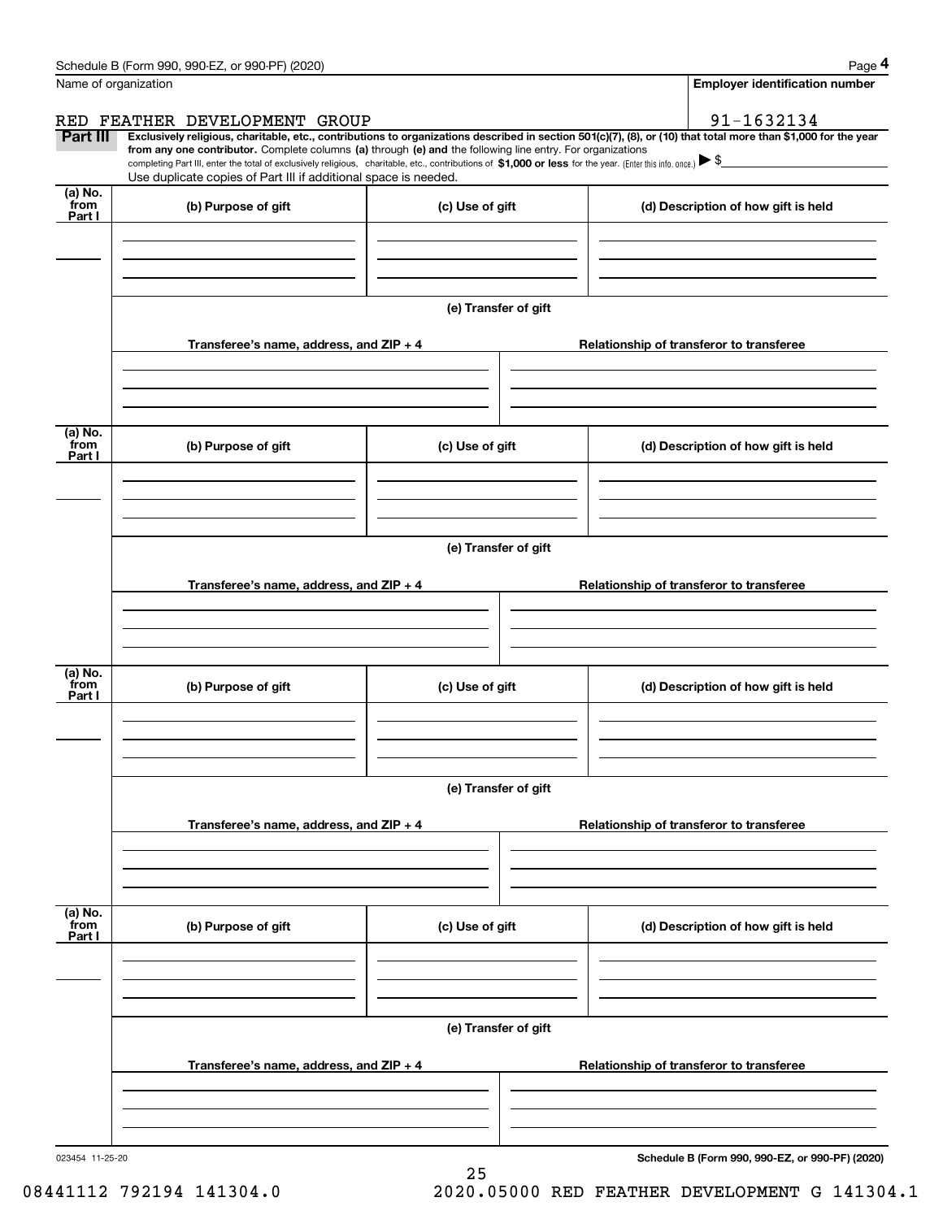Schedule B (Form 990, 990-EZ, or 990-PF) (2020) Page **4**

Name of organization: RED FEATHER DEVELOPMENT GROUP

Employer identification number: 91-1632134

**Part III** **Exclusively religious, charitable, etc., contributions to organizations described in section 501(c)(7), (8), or (10) that total more than $1,000 for the year from any one contributor.** Complete columns **(a)** through **(e)** and the following line entry. For organizations completing Part III, enter the total of exclusively religious, charitable, etc., contributions of **$1,000 or less** for the year. (Enter this info. once.) ▶ $

Use duplicate copies of Part III if additional space is needed.

| (a) No. from Part I | (b) Purpose of gift | (c) Use of gift | (d) Description of how gift is held |
|---|---|---|---|
| | | | |

(e) Transfer of gift

| Transferee's name, address, and ZIP + 4 | Relationship of transferor to transferee |
|---|---|
| | |

| (a) No. from Part I | (b) Purpose of gift | (c) Use of gift | (d) Description of how gift is held |
|---|---|---|---|
| | | | |

(e) Transfer of gift

| Transferee's name, address, and ZIP + 4 | Relationship of transferor to transferee |
|---|---|
| | |

| (a) No. from Part I | (b) Purpose of gift | (c) Use of gift | (d) Description of how gift is held |
|---|---|---|---|
| | | | |

(e) Transfer of gift

| Transferee's name, address, and ZIP + 4 | Relationship of transferor to transferee |
|---|---|
| | |

| (a) No. from Part I | (b) Purpose of gift | (c) Use of gift | (d) Description of how gift is held |
|---|---|---|---|
| | | | |

(e) Transfer of gift

| Transferee's name, address, and ZIP + 4 | Relationship of transferor to transferee |
|---|---|
| | |

023454 11-25-20 **Schedule B (Form 990, 990-EZ, or 990-PF) (2020)**

08441112 792194 141304.0 2020.05000 RED FEATHER DEVELOPMENT G 141304.1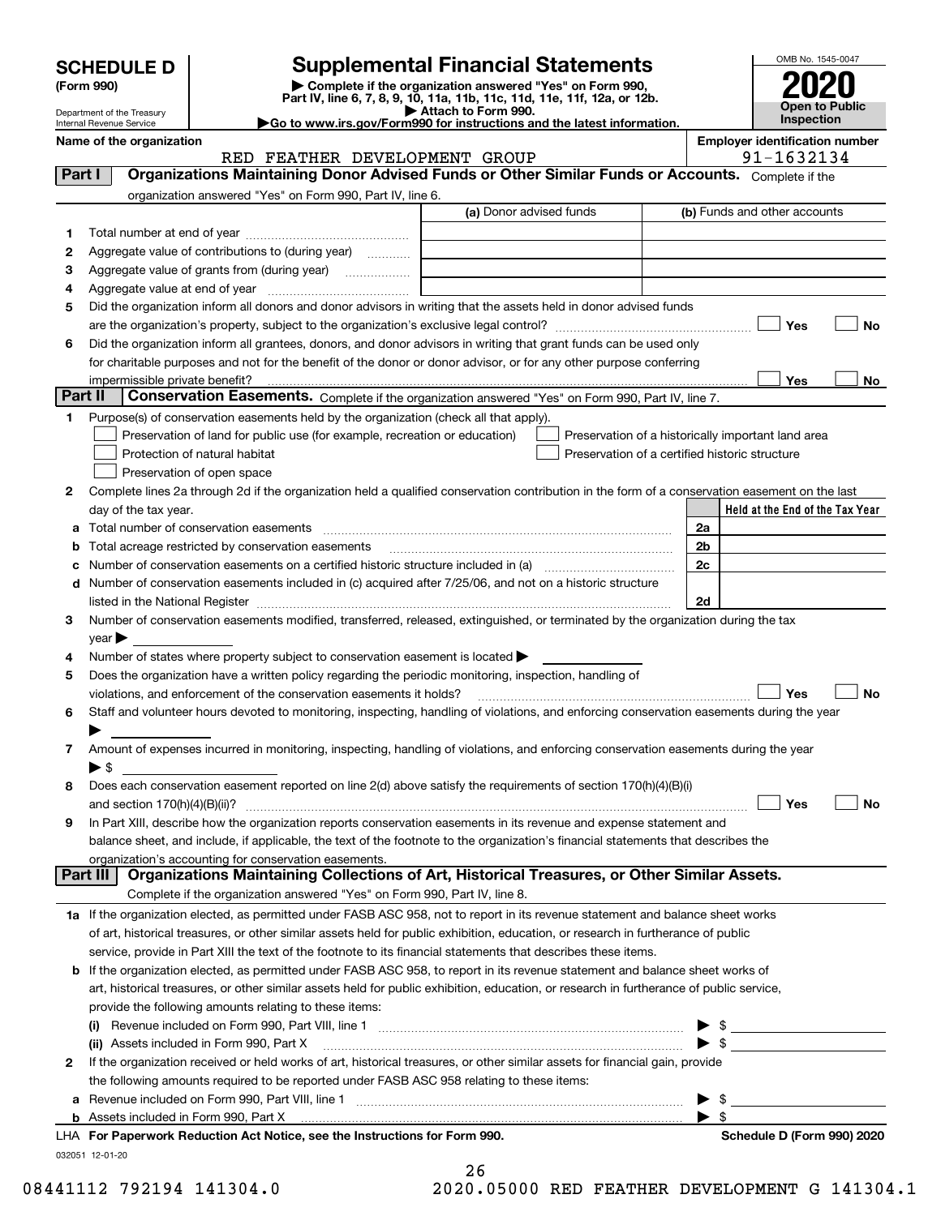# SCHEDULE D (Form 990)

Department of the Treasury
Internal Revenue Service

## Supplemental Financial Statements

▶ Complete if the organization answered "Yes" on Form 990, Part IV, line 6, 7, 8, 9, 10, 11a, 11b, 11c, 11d, 11e, 11f, 12a, or 12b.
▶ Attach to Form 990.
▶Go to www.irs.gov/Form990 for instructions and the latest information.

OMB No. 1545-0047

**2020**

**Open to Public Inspection**

**Name of the organization:** RED FEATHER DEVELOPMENT GROUP

**Employer identification number:** 91-1632134

## Part I — Organizations Maintaining Donor Advised Funds or Other Similar Funds or Accounts. Complete if the organization answered "Yes" on Form 990, Part IV, line 6.

| | | (a) Donor advised funds | (b) Funds and other accounts |
|---|---|---|---|
| 1 | Total number at end of year | | |
| 2 | Aggregate value of contributions to (during year) | | |
| 3 | Aggregate value of grants from (during year) | | |
| 4 | Aggregate value at end of year | | |

5 Did the organization inform all donors and donor advisors in writing that the assets held in donor advised funds are the organization's property, subject to the organization's exclusive legal control? ☐ Yes ☐ No

6 Did the organization inform all grantees, donors, and donor advisors in writing that grant funds can be used only for charitable purposes and not for the benefit of the donor or donor advisor, or for any other purpose conferring impermissible private benefit? ☐ Yes ☐ No

## Part II — Conservation Easements. Complete if the organization answered "Yes" on Form 990, Part IV, line 7.

1 Purpose(s) of conservation easements held by the organization (check all that apply).

- ☐ Preservation of land for public use (for example, recreation or education)
- ☐ Protection of natural habitat
- ☐ Preservation of open space
- ☐ Preservation of a historically important land area
- ☐ Preservation of a certified historic structure

2 Complete lines 2a through 2d if the organization held a qualified conservation contribution in the form of a conservation easement on the last day of the tax year.

| | | | Held at the End of the Tax Year |
|---|---|---|---|
| a | Total number of conservation easements | 2a | |
| b | Total acreage restricted by conservation easements | 2b | |
| c | Number of conservation easements on a certified historic structure included in (a) | 2c | |
| d | Number of conservation easements included in (c) acquired after 7/25/06, and not on a historic structure listed in the National Register | 2d | |

3 Number of conservation easements modified, transferred, released, extinguished, or terminated by the organization during the tax year ▶

4 Number of states where property subject to conservation easement is located ▶

5 Does the organization have a written policy regarding the periodic monitoring, inspection, handling of violations, and enforcement of the conservation easements it holds? ☐ Yes ☐ No

6 Staff and volunteer hours devoted to monitoring, inspecting, handling of violations, and enforcing conservation easements during the year ▶

7 Amount of expenses incurred in monitoring, inspecting, handling of violations, and enforcing conservation easements during the year ▶ $

8 Does each conservation easement reported on line 2(d) above satisfy the requirements of section 170(h)(4)(B)(i) and section 170(h)(4)(B)(ii)? ☐ Yes ☐ No

9 In Part XIII, describe how the organization reports conservation easements in its revenue and expense statement and balance sheet, and include, if applicable, the text of the footnote to the organization's financial statements that describes the organization's accounting for conservation easements.

## Part III — Organizations Maintaining Collections of Art, Historical Treasures, or Other Similar Assets. Complete if the organization answered "Yes" on Form 990, Part IV, line 8.

1a If the organization elected, as permitted under FASB ASC 958, not to report in its revenue statement and balance sheet works of art, historical treasures, or other similar assets held for public exhibition, education, or research in furtherance of public service, provide in Part XIII the text of the footnote to its financial statements that describes these items.

b If the organization elected, as permitted under FASB ASC 958, to report in its revenue statement and balance sheet works of art, historical treasures, or other similar assets held for public exhibition, education, or research in furtherance of public service, provide the following amounts relating to these items:

(i) Revenue included on Form 990, Part VIII, line 1 ▶ $

(ii) Assets included in Form 990, Part X ▶ $

2 If the organization received or held works of art, historical treasures, or other similar assets for financial gain, provide the following amounts required to be reported under FASB ASC 958 relating to these items:

a Revenue included on Form 990, Part VIII, line 1 ▶ $

b Assets included in Form 990, Part X ▶ $

LHA For Paperwork Reduction Act Notice, see the Instructions for Form 990. Schedule D (Form 990) 2020

032051 12-01-20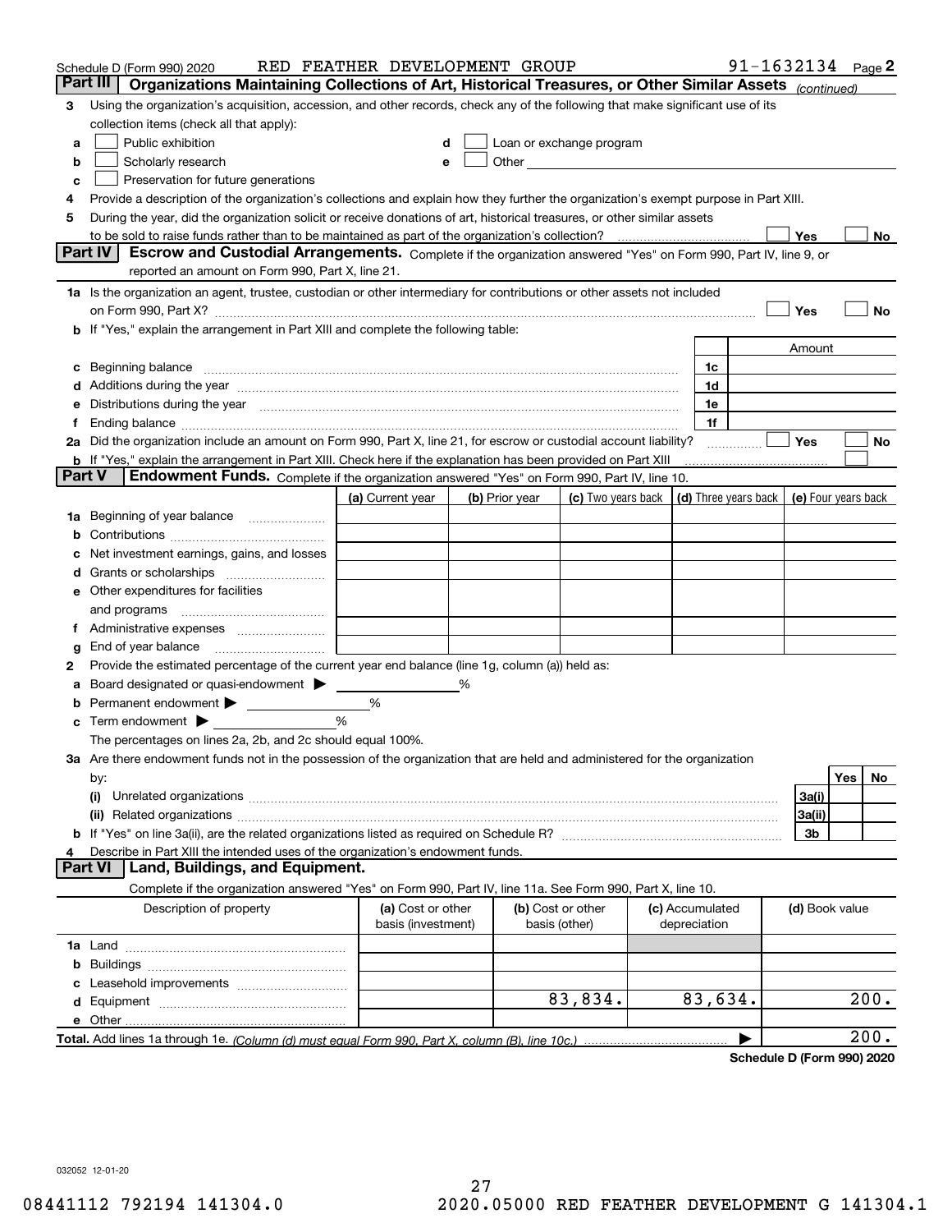Schedule D (Form 990) 2020 RED FEATHER DEVELOPMENT GROUP 91-1632134 Page 2

## Part III Organizations Maintaining Collections of Art, Historical Treasures, or Other Similar Assets *(continued)*

**3** Using the organization's acquisition, accession, and other records, check any of the following that make significant use of its collection items (check all that apply):

- **a** ☐ Public exhibition
- **b** ☐ Scholarly research
- **c** ☐ Preservation for future generations
- **d** ☐ Loan or exchange program
- **e** ☐ Other

**4** Provide a description of the organization's collections and explain how they further the organization's exempt purpose in Part XIII.

**5** During the year, did the organization solicit or receive donations of art, historical treasures, or other similar assets to be sold to raise funds rather than to be maintained as part of the organization's collection? ☐ Yes ☐ No

## Part IV Escrow and Custodial Arrangements.

Complete if the organization answered "Yes" on Form 990, Part IV, line 9, or reported an amount on Form 990, Part X, line 21.

**1a** Is the organization an agent, trustee, custodian or other intermediary for contributions or other assets not included on Form 990, Part X? ☐ Yes ☐ No

**b** If "Yes," explain the arrangement in Part XIII and complete the following table:

| | | Amount |
|---|---|---|
| **c** Beginning balance | 1c | |
| **d** Additions during the year | 1d | |
| **e** Distributions during the year | 1e | |
| **f** Ending balance | 1f | |

**2a** Did the organization include an amount on Form 990, Part X, line 21, for escrow or custodial account liability? ☐ Yes ☐ No

**b** If "Yes," explain the arrangement in Part XIII. Check here if the explanation has been provided on Part XIII ☐

## Part V Endowment Funds.

Complete if the organization answered "Yes" on Form 990, Part IV, line 10.

| | (a) Current year | (b) Prior year | (c) Two years back | (d) Three years back | (e) Four years back |
|---|---|---|---|---|---|
| **1a** Beginning of year balance | | | | | |
| **b** Contributions | | | | | |
| **c** Net investment earnings, gains, and losses | | | | | |
| **d** Grants or scholarships | | | | | |
| **e** Other expenditures for facilities and programs | | | | | |
| **f** Administrative expenses | | | | | |
| **g** End of year balance | | | | | |

**2** Provide the estimated percentage of the current year end balance (line 1g, column (a)) held as:

- **a** Board designated or quasi-endowment ▶ ______ %
- **b** Permanent endowment ▶ ______ %
- **c** Term endowment ▶ ______ %

The percentages on lines 2a, 2b, and 2c should equal 100%.

**3a** Are there endowment funds not in the possession of the organization that are held and administered for the organization by:

| | | Yes | No |
|---|---|---|---|
| **(i)** Unrelated organizations | 3a(i) | | |
| **(ii)** Related organizations | 3a(ii) | | |
| **b** If "Yes" on line 3a(ii), are the related organizations listed as required on Schedule R? | 3b | | |

**4** Describe in Part XIII the intended uses of the organization's endowment funds.

## Part VI Land, Buildings, and Equipment.

Complete if the organization answered "Yes" on Form 990, Part IV, line 11a. See Form 990, Part X, line 10.

| Description of property | (a) Cost or other basis (investment) | (b) Cost or other basis (other) | (c) Accumulated depreciation | (d) Book value |
|---|---|---|---|---|
| **1a** Land | | | | |
| **b** Buildings | | | | |
| **c** Leasehold improvements | | | | |
| **d** Equipment | | 83,834. | 83,634. | 200. |
| **e** Other | | | | |
| **Total.** Add lines 1a through 1e. *(Column (d) must equal Form 990, Part X, column (B), line 10c.)* | | | ▶ | 200. |

Schedule D (Form 990) 2020

032052 12-01-20

08441112 792194 141304.0 2020.05000 RED FEATHER DEVELOPMENT G 141304.1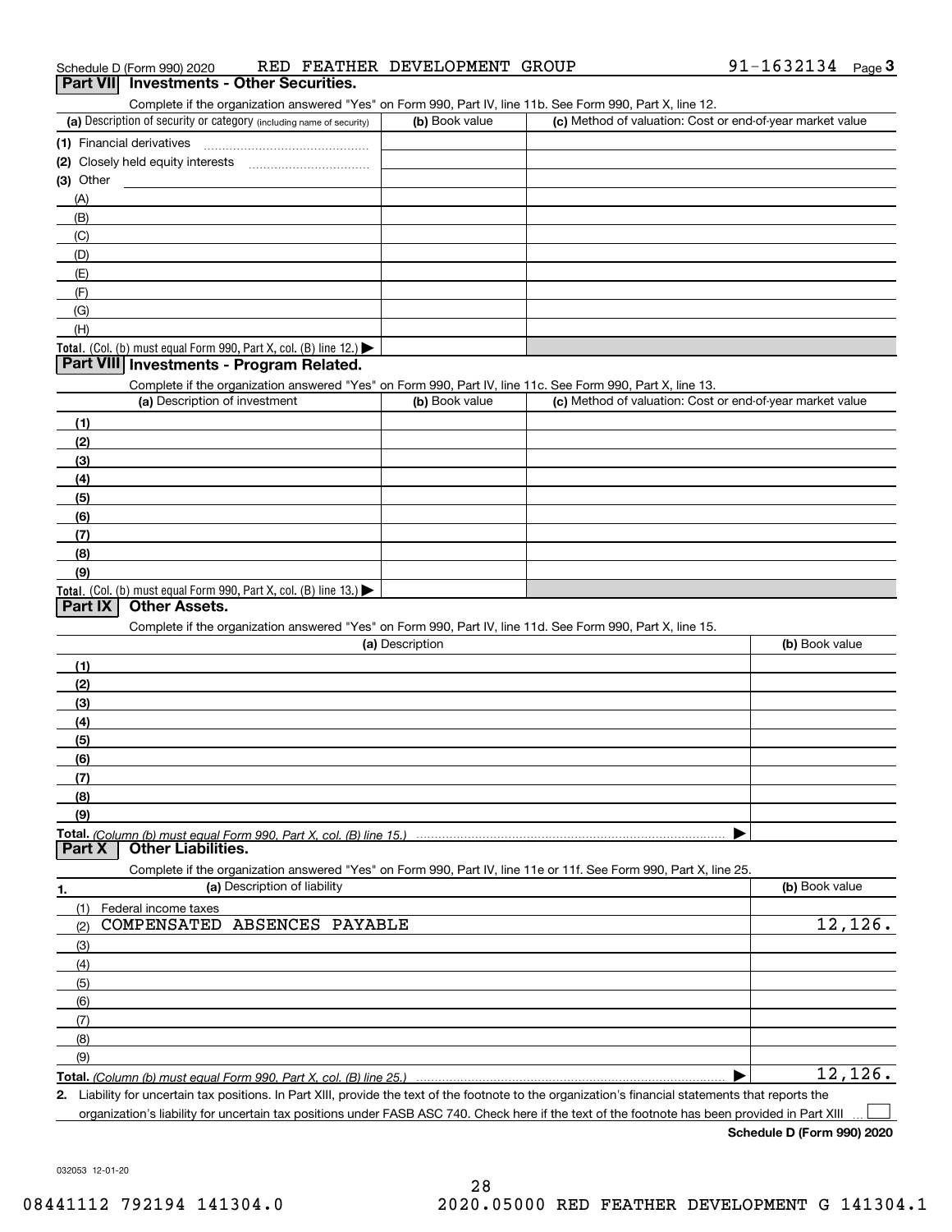Schedule D (Form 990) 2020 RED FEATHER DEVELOPMENT GROUP 91-1632134 Page 3

## Part VII Investments - Other Securities.

Complete if the organization answered "Yes" on Form 990, Part IV, line 11b. See Form 990, Part X, line 12.

| (a) Description of security or category (including name of security) | (b) Book value | (c) Method of valuation: Cost or end-of-year market value |
|---|---|---|
| (1) Financial derivatives | | |
| (2) Closely held equity interests | | |
| (3) Other | | |
| (A) | | |
| (B) | | |
| (C) | | |
| (D) | | |
| (E) | | |
| (F) | | |
| (G) | | |
| (H) | | |
| **Total.** (Col. (b) must equal Form 990, Part X, col. (B) line 12.) ▶ | | |

## Part VIII Investments - Program Related.

Complete if the organization answered "Yes" on Form 990, Part IV, line 11c. See Form 990, Part X, line 13.

| (a) Description of investment | (b) Book value | (c) Method of valuation: Cost or end-of-year market value |
|---|---|---|
| (1) | | |
| (2) | | |
| (3) | | |
| (4) | | |
| (5) | | |
| (6) | | |
| (7) | | |
| (8) | | |
| (9) | | |
| **Total.** (Col. (b) must equal Form 990, Part X, col. (B) line 13.) ▶ | | |

## Part IX Other Assets.

Complete if the organization answered "Yes" on Form 990, Part IV, line 11d. See Form 990, Part X, line 15.

| (a) Description | (b) Book value |
|---|---|
| (1) | |
| (2) | |
| (3) | |
| (4) | |
| (5) | |
| (6) | |
| (7) | |
| (8) | |
| (9) | |
| **Total.** *(Column (b) must equal Form 990, Part X, col. (B) line 15.)* ▶ | |

## Part X Other Liabilities.

Complete if the organization answered "Yes" on Form 990, Part IV, line 11e or 11f. See Form 990, Part X, line 25.

| 1. (a) Description of liability | (b) Book value |
|---|---|
| (1) Federal income taxes | |
| (2) COMPENSATED ABSENCES PAYABLE | 12,126. |
| (3) | |
| (4) | |
| (5) | |
| (6) | |
| (7) | |
| (8) | |
| (9) | |
| **Total.** *(Column (b) must equal Form 990, Part X, col. (B) line 25.)* ▶ | 12,126. |

**2.** Liability for uncertain tax positions. In Part XIII, provide the text of the footnote to the organization's financial statements that reports the organization's liability for uncertain tax positions under FASB ASC 740. Check here if the text of the footnote has been provided in Part XIII ☐

**Schedule D (Form 990) 2020**

032053 12-01-20

08441112 792194 141304.0 2020.05000 RED FEATHER DEVELOPMENT G 141304.1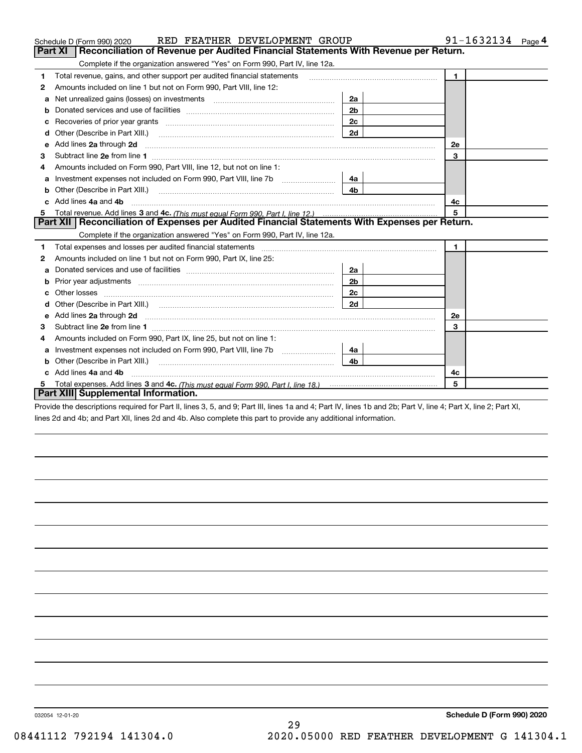Schedule D (Form 990) 2020 RED FEATHER DEVELOPMENT GROUP 91-1632134 Page 4

## Part XI Reconciliation of Revenue per Audited Financial Statements With Revenue per Return.

Complete if the organization answered "Yes" on Form 990, Part IV, line 12a.

| | | | | | |
|---|---|---|---|---|---|
| 1 | Total revenue, gains, and other support per audited financial statements | | | 1 | |
| 2 | Amounts included on line 1 but not on Form 990, Part VIII, line 12: | | | | |
| a | Net unrealized gains (losses) on investments | 2a | | | |
| b | Donated services and use of facilities | 2b | | | |
| c | Recoveries of prior year grants | 2c | | | |
| d | Other (Describe in Part XIII.) | 2d | | | |
| e | Add lines **2a** through **2d** | | | 2e | |
| 3 | Subtract line **2e** from line **1** | | | 3 | |
| 4 | Amounts included on Form 990, Part VIII, line 12, but not on line 1: | | | | |
| a | Investment expenses not included on Form 990, Part VIII, line 7b | 4a | | | |
| b | Other (Describe in Part XIII.) | 4b | | | |
| c | Add lines **4a** and **4b** | | | 4c | |
| 5 | Total revenue. Add lines **3** and **4c.** *(This must equal Form 990, Part I, line 12.)* | | | 5 | |

## Part XII Reconciliation of Expenses per Audited Financial Statements With Expenses per Return.

Complete if the organization answered "Yes" on Form 990, Part IV, line 12a.

| | | | | | |
|---|---|---|---|---|---|
| 1 | Total expenses and losses per audited financial statements | | | 1 | |
| 2 | Amounts included on line 1 but not on Form 990, Part IX, line 25: | | | | |
| a | Donated services and use of facilities | 2a | | | |
| b | Prior year adjustments | 2b | | | |
| c | Other losses | 2c | | | |
| d | Other (Describe in Part XIII.) | 2d | | | |
| e | Add lines **2a** through **2d** | | | 2e | |
| 3 | Subtract line **2e** from line **1** | | | 3 | |
| 4 | Amounts included on Form 990, Part IX, line 25, but not on line 1: | | | | |
| a | Investment expenses not included on Form 990, Part VIII, line 7b | 4a | | | |
| b | Other (Describe in Part XIII.) | 4b | | | |
| c | Add lines **4a** and **4b** | | | 4c | |
| 5 | Total expenses. Add lines **3** and **4c.** *(This must equal Form 990, Part I, line 18.)* | | | 5 | |

## Part XIII Supplemental Information.

Provide the descriptions required for Part II, lines 3, 5, and 9; Part III, lines 1a and 4; Part IV, lines 1b and 2b; Part V, line 4; Part X, line 2; Part XI, lines 2d and 4b; and Part XII, lines 2d and 4b. Also complete this part to provide any additional information.

032054 12-01-20

**Schedule D (Form 990) 2020**

08441112 792194 141304.0 2020.05000 RED FEATHER DEVELOPMENT G 141304.1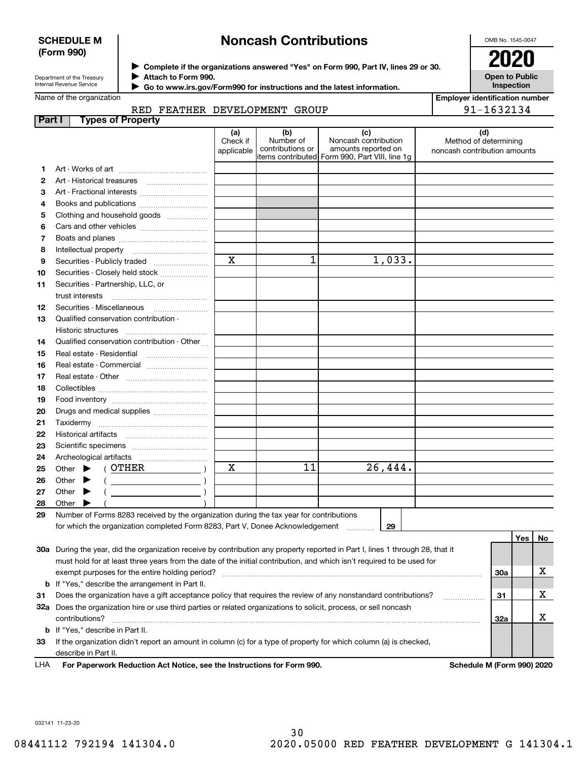**SCHEDULE M (Form 990)**

Department of the Treasury
Internal Revenue Service

# Noncash Contributions

▶ Complete if the organizations answered "Yes" on Form 990, Part IV, lines 29 or 30.
▶ Attach to Form 990.
▶ Go to www.irs.gov/Form990 for instructions and the latest information.

OMB No. 1545-0047

**2020**

**Open to Public Inspection**

Name of the organization: RED FEATHER DEVELOPMENT GROUP

Employer identification number: 91-1632134

**Part I — Types of Property**

| | | (a) Check if applicable | (b) Number of contributions or items contributed | (c) Noncash contribution amounts reported on Form 990, Part VIII, line 1g | (d) Method of determining noncash contribution amounts |
|---|---|---|---|---|---|
| 1 | Art - Works of art | | | | |
| 2 | Art - Historical treasures | | | | |
| 3 | Art - Fractional interests | | | | |
| 4 | Books and publications | | | | |
| 5 | Clothing and household goods | | | | |
| 6 | Cars and other vehicles | | | | |
| 7 | Boats and planes | | | | |
| 8 | Intellectual property | | | | |
| 9 | Securities - Publicly traded | X | 1 | 1,033. | |
| 10 | Securities - Closely held stock | | | | |
| 11 | Securities - Partnership, LLC, or trust interests | | | | |
| 12 | Securities - Miscellaneous | | | | |
| 13 | Qualified conservation contribution - Historic structures | | | | |
| 14 | Qualified conservation contribution - Other | | | | |
| 15 | Real estate - Residential | | | | |
| 16 | Real estate - Commercial | | | | |
| 17 | Real estate - Other | | | | |
| 18 | Collectibles | | | | |
| 19 | Food inventory | | | | |
| 20 | Drugs and medical supplies | | | | |
| 21 | Taxidermy | | | | |
| 22 | Historical artifacts | | | | |
| 23 | Scientific specimens | | | | |
| 24 | Archeological artifacts | | | | |
| 25 | Other ▶ ( OTHER ) | X | 11 | 26,444. | |
| 26 | Other ▶ ( ) | | | | |
| 27 | Other ▶ ( ) | | | | |
| 28 | Other ▶ ( ) | | | | |

29 Number of Forms 8283 received by the organization during the tax year for contributions for which the organization completed Form 8283, Part V, Donee Acknowledgement .......... 29

| | | Yes | No |
|---|---|---|---|
| **30a** During the year, did the organization receive by contribution any property reported in Part I, lines 1 through 28, that it must hold for at least three years from the date of the initial contribution, and which isn't required to be used for exempt purposes for the entire holding period? | 30a | | X |
| **b** If "Yes," describe the arrangement in Part II. | | | |
| **31** Does the organization have a gift acceptance policy that requires the review of any nonstandard contributions? | 31 | | X |
| **32a** Does the organization hire or use third parties or related organizations to solicit, process, or sell noncash contributions? | 32a | | X |
| **b** If "Yes," describe in Part II. | | | |
| **33** If the organization didn't report an amount in column (c) for a type of property for which column (a) is checked, describe in Part II. | | | |

LHA **For Paperwork Reduction Act Notice, see the Instructions for Form 990.** **Schedule M (Form 990) 2020**

032141 11-23-20

08441112 792194 141304.0 2020.05000 RED FEATHER DEVELOPMENT G 141304.1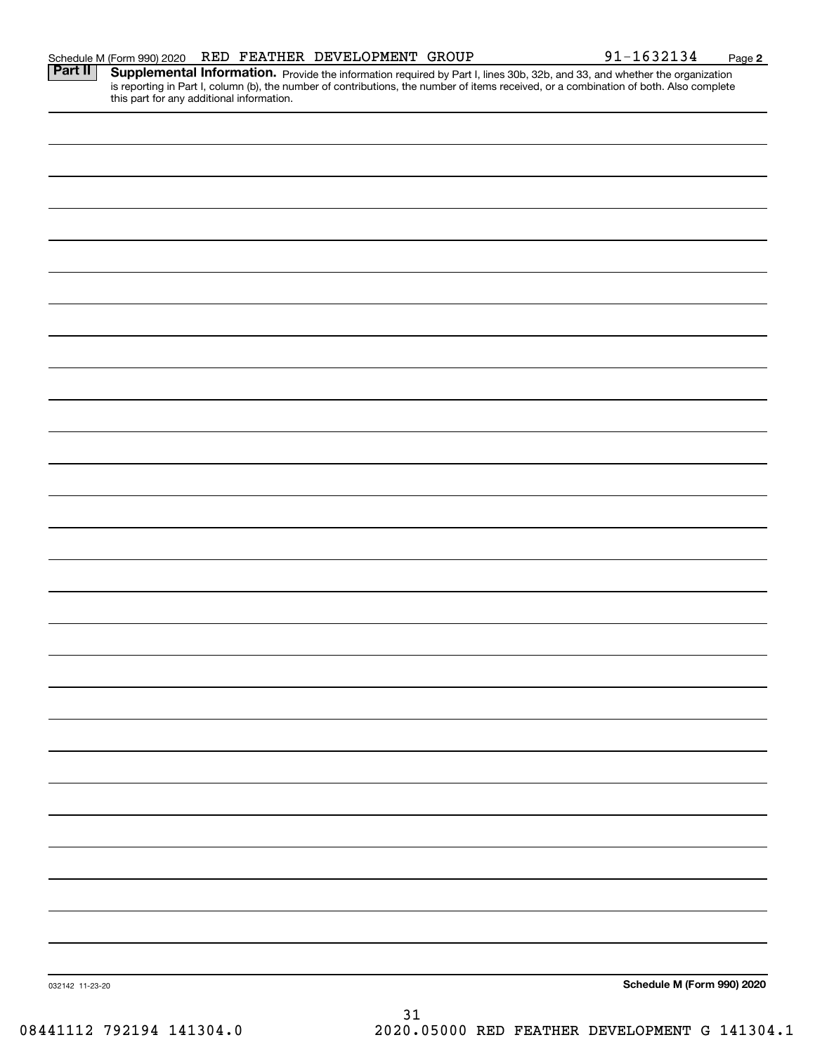Schedule M (Form 990) 2020 RED FEATHER DEVELOPMENT GROUP 91-1632134

**Part II** **Supplemental Information.** Provide the information required by Part I, lines 30b, 32b, and 33, and whether the organization is reporting in Part I, column (b), the number of contributions, the number of items received, or a combination of both. Also complete this part for any additional information.

032142 11-23-20

**Schedule M (Form 990) 2020**

08441112 792194 141304.0 2020.05000 RED FEATHER DEVELOPMENT G 141304.1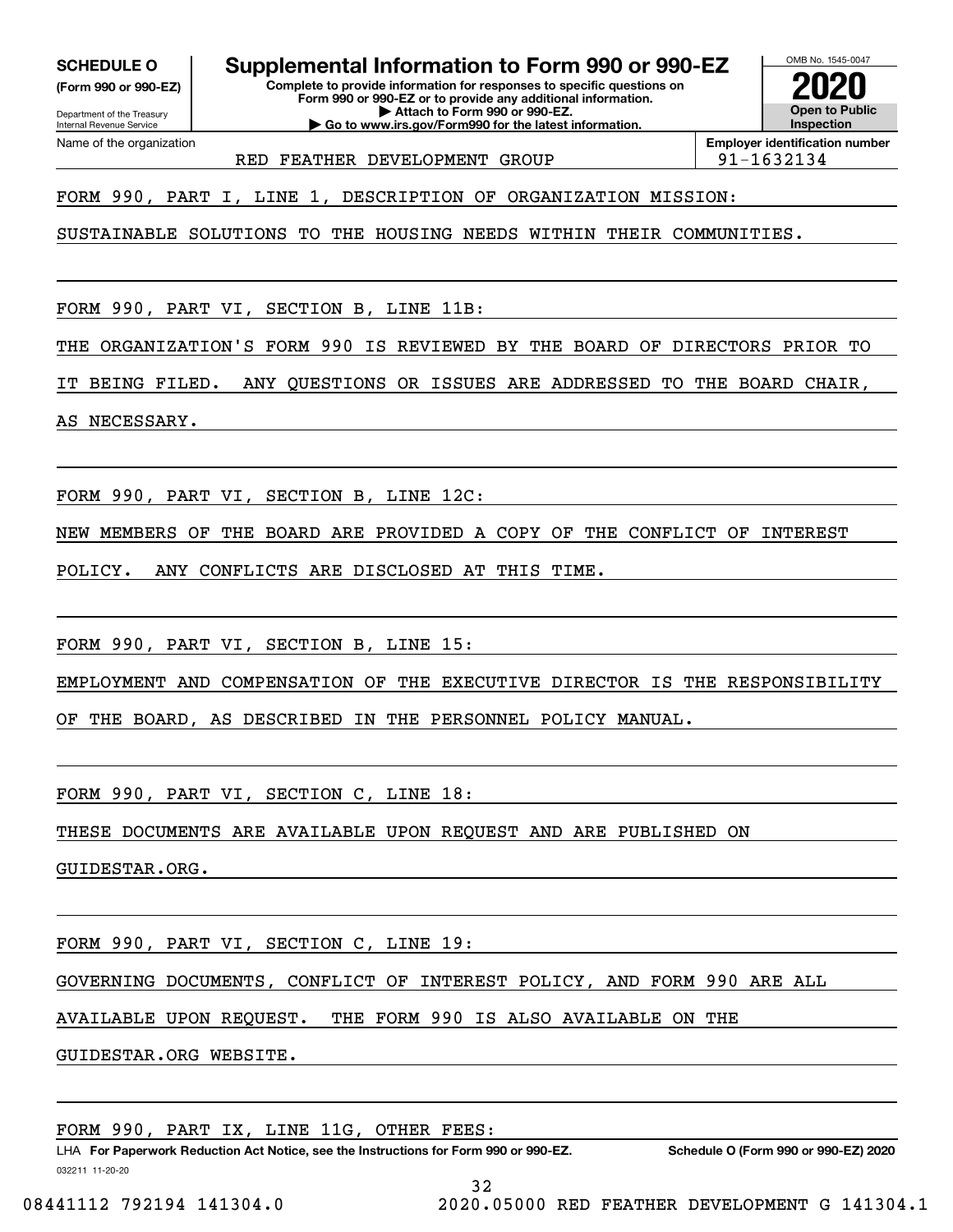**SCHEDULE O**
**(Form 990 or 990-EZ)**

Department of the Treasury
Internal Revenue Service

# Supplemental Information to Form 990 or 990-EZ

**Complete to provide information for responses to specific questions on Form 990 or 990-EZ or to provide any additional information.**
**▶ Attach to Form 990 or 990-EZ.**
**▶ Go to www.irs.gov/Form990 for the latest information.**

OMB No. 1545-0047

**2020**

**Open to Public Inspection**

Name of the organization: RED FEATHER DEVELOPMENT GROUP

**Employer identification number:** 91-1632134

FORM 990, PART I, LINE 1, DESCRIPTION OF ORGANIZATION MISSION:

SUSTAINABLE SOLUTIONS TO THE HOUSING NEEDS WITHIN THEIR COMMUNITIES.

FORM 990, PART VI, SECTION B, LINE 11B:

THE ORGANIZATION'S FORM 990 IS REVIEWED BY THE BOARD OF DIRECTORS PRIOR TO IT BEING FILED. ANY QUESTIONS OR ISSUES ARE ADDRESSED TO THE BOARD CHAIR, AS NECESSARY.

FORM 990, PART VI, SECTION B, LINE 12C:

NEW MEMBERS OF THE BOARD ARE PROVIDED A COPY OF THE CONFLICT OF INTEREST POLICY. ANY CONFLICTS ARE DISCLOSED AT THIS TIME.

FORM 990, PART VI, SECTION B, LINE 15:

EMPLOYMENT AND COMPENSATION OF THE EXECUTIVE DIRECTOR IS THE RESPONSIBILITY OF THE BOARD, AS DESCRIBED IN THE PERSONNEL POLICY MANUAL.

FORM 990, PART VI, SECTION C, LINE 18:

THESE DOCUMENTS ARE AVAILABLE UPON REQUEST AND ARE PUBLISHED ON GUIDESTAR.ORG.

FORM 990, PART VI, SECTION C, LINE 19:

GOVERNING DOCUMENTS, CONFLICT OF INTEREST POLICY, AND FORM 990 ARE ALL AVAILABLE UPON REQUEST. THE FORM 990 IS ALSO AVAILABLE ON THE GUIDESTAR.ORG WEBSITE.

FORM 990, PART IX, LINE 11G, OTHER FEES:

LHA **For Paperwork Reduction Act Notice, see the Instructions for Form 990 or 990-EZ.** **Schedule O (Form 990 or 990-EZ) 2020**

032211 11-20-20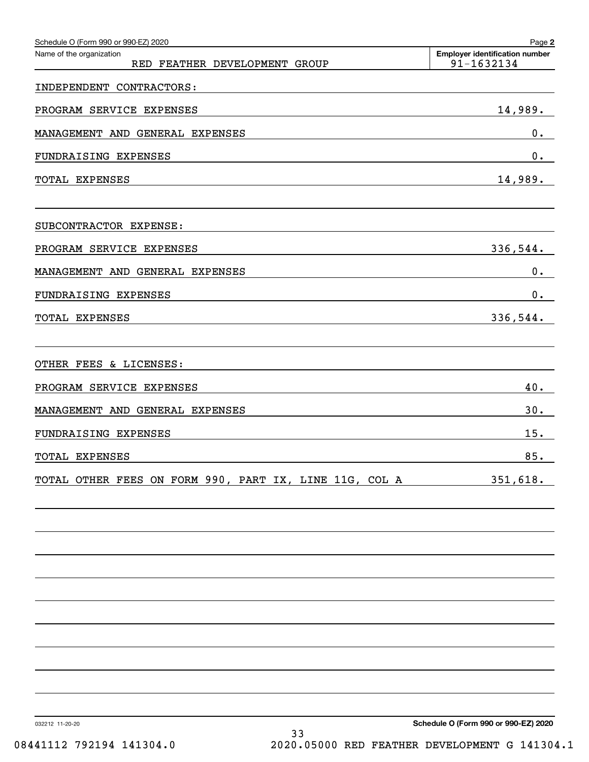Schedule O (Form 990 or 990-EZ) 2020

Name of the organization: RED FEATHER DEVELOPMENT GROUP

Employer identification number: 91-1632134

| | |
|---|---|
| INDEPENDENT CONTRACTORS: | |
| PROGRAM SERVICE EXPENSES | 14,989. |
| MANAGEMENT AND GENERAL EXPENSES | 0. |
| FUNDRAISING EXPENSES | 0. |
| TOTAL EXPENSES | 14,989. |
| | |
| SUBCONTRACTOR EXPENSE: | |
| PROGRAM SERVICE EXPENSES | 336,544. |
| MANAGEMENT AND GENERAL EXPENSES | 0. |
| FUNDRAISING EXPENSES | 0. |
| TOTAL EXPENSES | 336,544. |
| | |
| OTHER FEES & LICENSES: | |
| PROGRAM SERVICE EXPENSES | 40. |
| MANAGEMENT AND GENERAL EXPENSES | 30. |
| FUNDRAISING EXPENSES | 15. |
| TOTAL EXPENSES | 85. |
| TOTAL OTHER FEES ON FORM 990, PART IX, LINE 11G, COL A | 351,618. |

032212 11-20-20

Schedule O (Form 990 or 990-EZ) 2020

08441112 792194 141304.0 2020.05000 RED FEATHER DEVELOPMENT G 141304.1